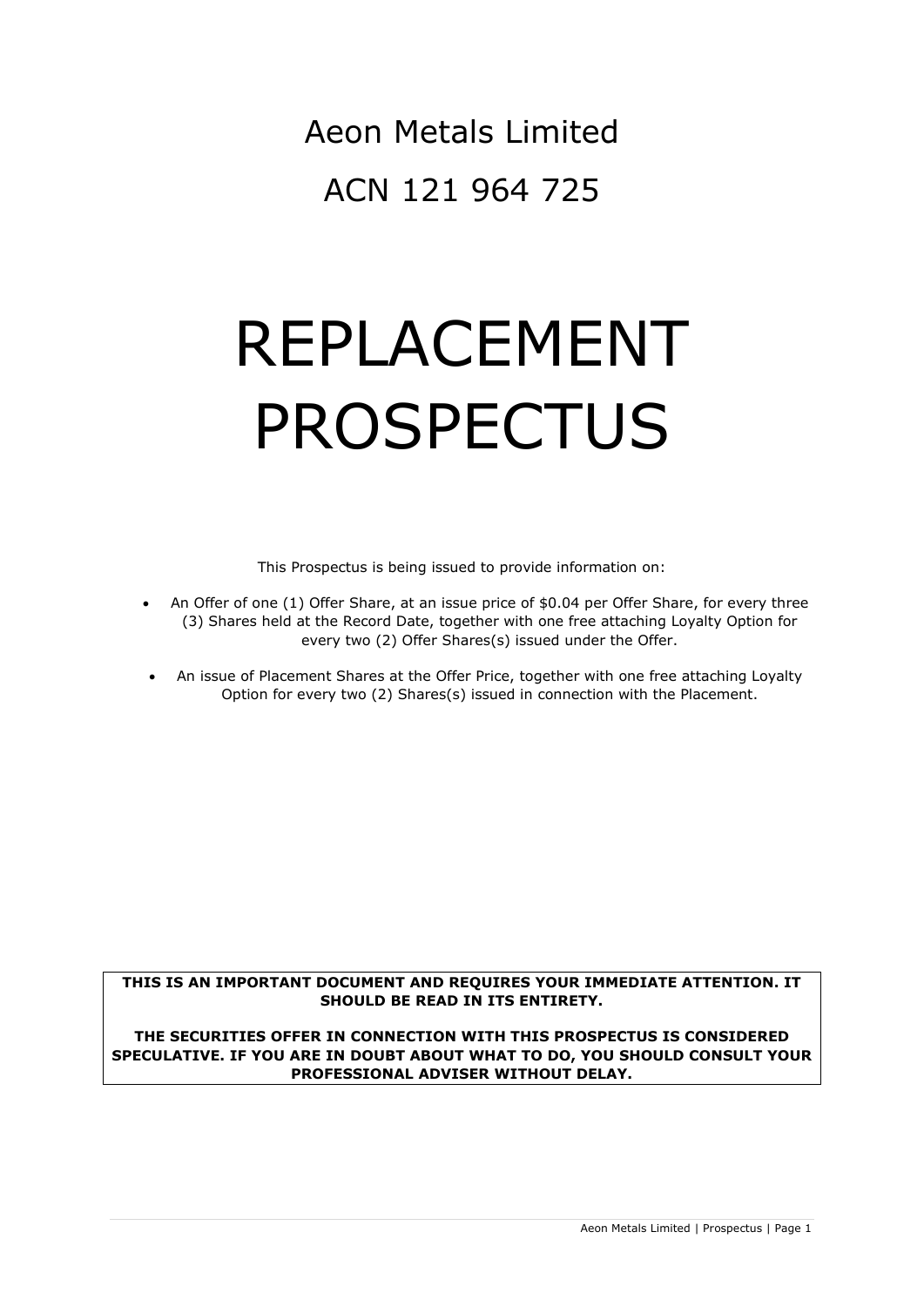# Aeon Metals Limited

# ACN 121 964 725

# REPLACEMENT PROSPECTUS

This Prospectus is being issued to provide information on:

- An Offer of one (1) Offer Share, at an issue price of $0.04 per Offer Share, for every three (3) Shares held at the Record Date, together with one free attaching Loyalty Option for every two (2) Offer Shares(s) issued under the Offer.
- An issue of Placement Shares at the Offer Price, together with one free attaching Loyalty Option for every two (2) Shares(s) issued in connection with the Placement.

**THIS IS AN IMPORTANT DOCUMENT AND REQUIRES YOUR IMMEDIATE ATTENTION. IT SHOULD BE READ IN ITS ENTIRETY.**

**THE SECURITIES OFFER IN CONNECTION WITH THIS PROSPECTUS IS CONSIDERED SPECULATIVE. IF YOU ARE IN DOUBT ABOUT WHAT TO DO, YOU SHOULD CONSULT YOUR PROFESSIONAL ADVISER WITHOUT DELAY.**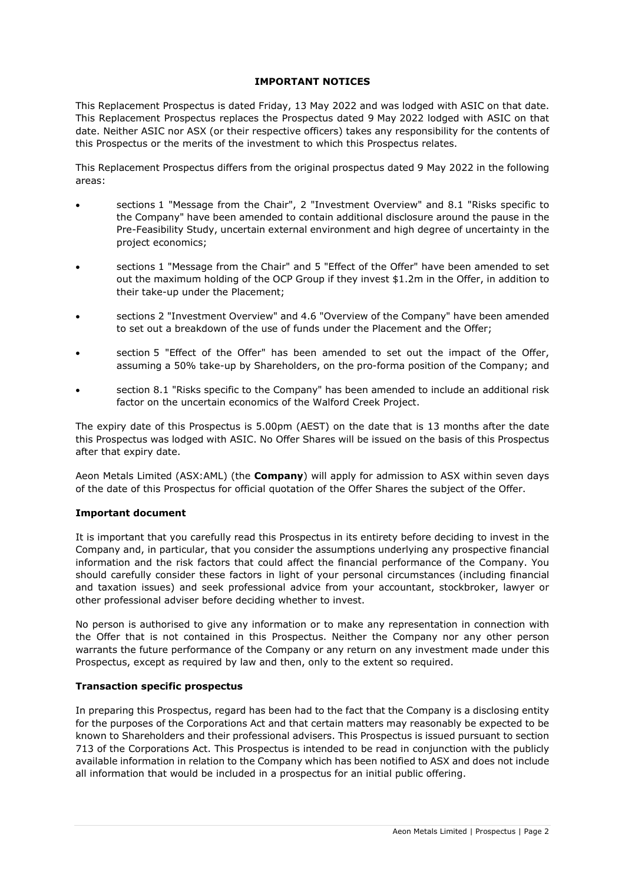# IMPORTANT NOTICES

This Replacement Prospectus is dated Friday, 13 May 2022 and was lodged with ASIC on that date. This Replacement Prospectus replaces the Prospectus dated 9 May 2022 lodged with ASIC on that date. Neither ASIC nor ASX (or their respective officers) takes any responsibility for the contents of this Prospectus or the merits of the investment to which this Prospectus relates.

This Replacement Prospectus differs from the original prospectus dated 9 May 2022 in the following areas:

- sections 1 "Message from the Chair", 2 "Investment Overview" and 8.1 "Risks specific to the Company" have been amended to contain additional disclosure around the pause in the Pre-Feasibility Study, uncertain external environment and high degree of uncertainty in the project economics;
- sections 1 "Message from the Chair" and 5 "Effect of the Offer" have been amended to set out the maximum holding of the OCP Group if they invest $1.2m in the Offer, in addition to their take-up under the Placement;
- sections 2 "Investment Overview" and 4.6 "Overview of the Company" have been amended to set out a breakdown of the use of funds under the Placement and the Offer;
- section 5 "Effect of the Offer" has been amended to set out the impact of the Offer, assuming a 50% take-up by Shareholders, on the pro-forma position of the Company; and
- section 8.1 "Risks specific to the Company" has been amended to include an additional risk factor on the uncertain economics of the Walford Creek Project.

The expiry date of this Prospectus is 5.00pm (AEST) on the date that is 13 months after the date this Prospectus was lodged with ASIC. No Offer Shares will be issued on the basis of this Prospectus after that expiry date.

Aeon Metals Limited (ASX:AML) (the **Company**) will apply for admission to ASX within seven days of the date of this Prospectus for official quotation of the Offer Shares the subject of the Offer.

**Important document**

It is important that you carefully read this Prospectus in its entirety before deciding to invest in the Company and, in particular, that you consider the assumptions underlying any prospective financial information and the risk factors that could affect the financial performance of the Company. You should carefully consider these factors in light of your personal circumstances (including financial and taxation issues) and seek professional advice from your accountant, stockbroker, lawyer or other professional adviser before deciding whether to invest.

No person is authorised to give any information or to make any representation in connection with the Offer that is not contained in this Prospectus. Neither the Company nor any other person warrants the future performance of the Company or any return on any investment made under this Prospectus, except as required by law and then, only to the extent so required.

**Transaction specific prospectus**

In preparing this Prospectus, regard has been had to the fact that the Company is a disclosing entity for the purposes of the Corporations Act and that certain matters may reasonably be expected to be known to Shareholders and their professional advisers. This Prospectus is issued pursuant to section 713 of the Corporations Act. This Prospectus is intended to be read in conjunction with the publicly available information in relation to the Company which has been notified to ASX and does not include all information that would be included in a prospectus for an initial public offering.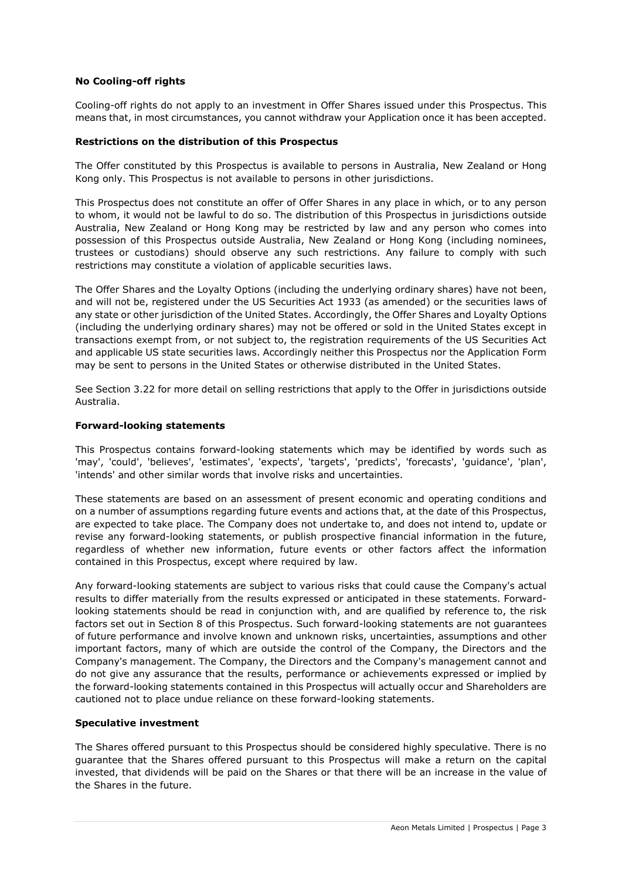**No Cooling-off rights**

Cooling-off rights do not apply to an investment in Offer Shares issued under this Prospectus. This means that, in most circumstances, you cannot withdraw your Application once it has been accepted.

**Restrictions on the distribution of this Prospectus**

The Offer constituted by this Prospectus is available to persons in Australia, New Zealand or Hong Kong only. This Prospectus is not available to persons in other jurisdictions.

This Prospectus does not constitute an offer of Offer Shares in any place in which, or to any person to whom, it would not be lawful to do so. The distribution of this Prospectus in jurisdictions outside Australia, New Zealand or Hong Kong may be restricted by law and any person who comes into possession of this Prospectus outside Australia, New Zealand or Hong Kong (including nominees, trustees or custodians) should observe any such restrictions. Any failure to comply with such restrictions may constitute a violation of applicable securities laws.

The Offer Shares and the Loyalty Options (including the underlying ordinary shares) have not been, and will not be, registered under the US Securities Act 1933 (as amended) or the securities laws of any state or other jurisdiction of the United States. Accordingly, the Offer Shares and Loyalty Options (including the underlying ordinary shares) may not be offered or sold in the United States except in transactions exempt from, or not subject to, the registration requirements of the US Securities Act and applicable US state securities laws. Accordingly neither this Prospectus nor the Application Form may be sent to persons in the United States or otherwise distributed in the United States.

See Section 3.22 for more detail on selling restrictions that apply to the Offer in jurisdictions outside Australia.

**Forward-looking statements**

This Prospectus contains forward-looking statements which may be identified by words such as 'may', 'could', 'believes', 'estimates', 'expects', 'targets', 'predicts', 'forecasts', 'guidance', 'plan', 'intends' and other similar words that involve risks and uncertainties.

These statements are based on an assessment of present economic and operating conditions and on a number of assumptions regarding future events and actions that, at the date of this Prospectus, are expected to take place. The Company does not undertake to, and does not intend to, update or revise any forward-looking statements, or publish prospective financial information in the future, regardless of whether new information, future events or other factors affect the information contained in this Prospectus, except where required by law.

Any forward-looking statements are subject to various risks that could cause the Company's actual results to differ materially from the results expressed or anticipated in these statements. Forward-looking statements should be read in conjunction with, and are qualified by reference to, the risk factors set out in Section 8 of this Prospectus. Such forward-looking statements are not guarantees of future performance and involve known and unknown risks, uncertainties, assumptions and other important factors, many of which are outside the control of the Company, the Directors and the Company's management. The Company, the Directors and the Company's management cannot and do not give any assurance that the results, performance or achievements expressed or implied by the forward-looking statements contained in this Prospectus will actually occur and Shareholders are cautioned not to place undue reliance on these forward-looking statements.

**Speculative investment**

The Shares offered pursuant to this Prospectus should be considered highly speculative. There is no guarantee that the Shares offered pursuant to this Prospectus will make a return on the capital invested, that dividends will be paid on the Shares or that there will be an increase in the value of the Shares in the future.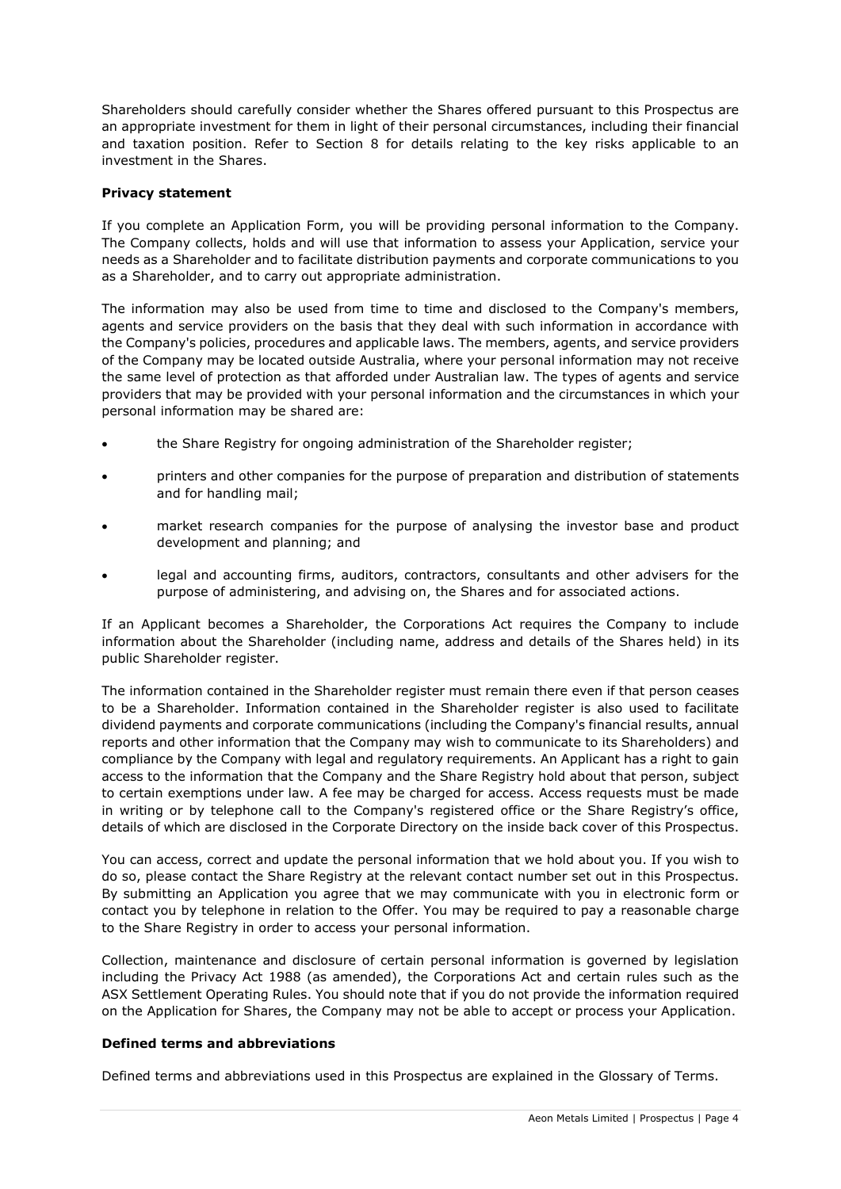Shareholders should carefully consider whether the Shares offered pursuant to this Prospectus are an appropriate investment for them in light of their personal circumstances, including their financial and taxation position. Refer to Section 8 for details relating to the key risks applicable to an investment in the Shares.

**Privacy statement**

If you complete an Application Form, you will be providing personal information to the Company. The Company collects, holds and will use that information to assess your Application, service your needs as a Shareholder and to facilitate distribution payments and corporate communications to you as a Shareholder, and to carry out appropriate administration.

The information may also be used from time to time and disclosed to the Company's members, agents and service providers on the basis that they deal with such information in accordance with the Company's policies, procedures and applicable laws. The members, agents, and service providers of the Company may be located outside Australia, where your personal information may not receive the same level of protection as that afforded under Australian law. The types of agents and service providers that may be provided with your personal information and the circumstances in which your personal information may be shared are:

- the Share Registry for ongoing administration of the Shareholder register;
- printers and other companies for the purpose of preparation and distribution of statements and for handling mail;
- market research companies for the purpose of analysing the investor base and product development and planning; and
- legal and accounting firms, auditors, contractors, consultants and other advisers for the purpose of administering, and advising on, the Shares and for associated actions.

If an Applicant becomes a Shareholder, the Corporations Act requires the Company to include information about the Shareholder (including name, address and details of the Shares held) in its public Shareholder register.

The information contained in the Shareholder register must remain there even if that person ceases to be a Shareholder. Information contained in the Shareholder register is also used to facilitate dividend payments and corporate communications (including the Company's financial results, annual reports and other information that the Company may wish to communicate to its Shareholders) and compliance by the Company with legal and regulatory requirements. An Applicant has a right to gain access to the information that the Company and the Share Registry hold about that person, subject to certain exemptions under law. A fee may be charged for access. Access requests must be made in writing or by telephone call to the Company's registered office or the Share Registry's office, details of which are disclosed in the Corporate Directory on the inside back cover of this Prospectus.

You can access, correct and update the personal information that we hold about you. If you wish to do so, please contact the Share Registry at the relevant contact number set out in this Prospectus. By submitting an Application you agree that we may communicate with you in electronic form or contact you by telephone in relation to the Offer. You may be required to pay a reasonable charge to the Share Registry in order to access your personal information.

Collection, maintenance and disclosure of certain personal information is governed by legislation including the Privacy Act 1988 (as amended), the Corporations Act and certain rules such as the ASX Settlement Operating Rules. You should note that if you do not provide the information required on the Application for Shares, the Company may not be able to accept or process your Application.

**Defined terms and abbreviations**

Defined terms and abbreviations used in this Prospectus are explained in the Glossary of Terms.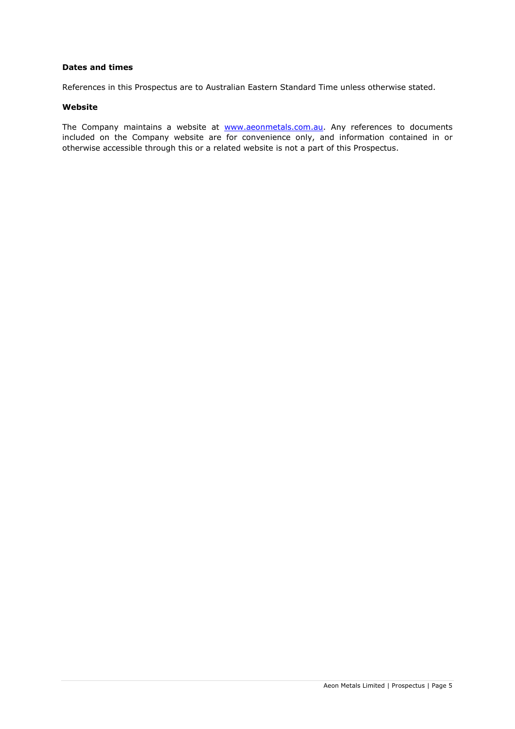**Dates and times**

References in this Prospectus are to Australian Eastern Standard Time unless otherwise stated.

**Website**

The Company maintains a website at [www.aeonmetals.com.au](http://www.aeonmetals.com.au). Any references to documents included on the Company website are for convenience only, and information contained in or otherwise accessible through this or a related website is not a part of this Prospectus.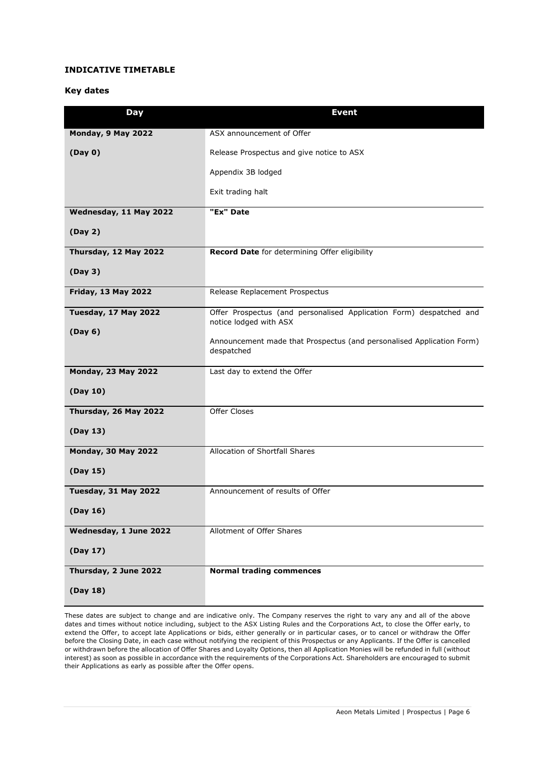## INDICATIVE TIMETABLE

### Key dates

| Day | Event |
|---|---|
| **Monday, 9 May 2022**<br><br>**(Day 0)** | ASX announcement of Offer<br><br>Release Prospectus and give notice to ASX<br><br>Appendix 3B lodged<br><br>Exit trading halt |
| **Wednesday, 11 May 2022**<br><br>**(Day 2)** | **"Ex" Date** |
| **Thursday, 12 May 2022**<br><br>**(Day 3)** | **Record Date** for determining Offer eligibility |
| **Friday, 13 May 2022** | Release Replacement Prospectus |
| **Tuesday, 17 May 2022**<br><br>**(Day 6)** | Offer Prospectus (and personalised Application Form) despatched and notice lodged with ASX<br><br>Announcement made that Prospectus (and personalised Application Form) despatched |
| **Monday, 23 May 2022**<br><br>**(Day 10)** | Last day to extend the Offer |
| **Thursday, 26 May 2022**<br><br>**(Day 13)** | Offer Closes |
| **Monday, 30 May 2022**<br><br>**(Day 15)** | Allocation of Shortfall Shares |
| **Tuesday, 31 May 2022**<br><br>**(Day 16)** | Announcement of results of Offer |
| **Wednesday, 1 June 2022**<br><br>**(Day 17)** | Allotment of Offer Shares |
| **Thursday, 2 June 2022**<br><br>**(Day 18)** | **Normal trading commences** |

These dates are subject to change and are indicative only. The Company reserves the right to vary any and all of the above dates and times without notice including, subject to the ASX Listing Rules and the Corporations Act, to close the Offer early, to extend the Offer, to accept late Applications or bids, either generally or in particular cases, or to cancel or withdraw the Offer before the Closing Date, in each case without notifying the recipient of this Prospectus or any Applicants. If the Offer is cancelled or withdrawn before the allocation of Offer Shares and Loyalty Options, then all Application Monies will be refunded in full (without interest) as soon as possible in accordance with the requirements of the Corporations Act. Shareholders are encouraged to submit their Applications as early as possible after the Offer opens.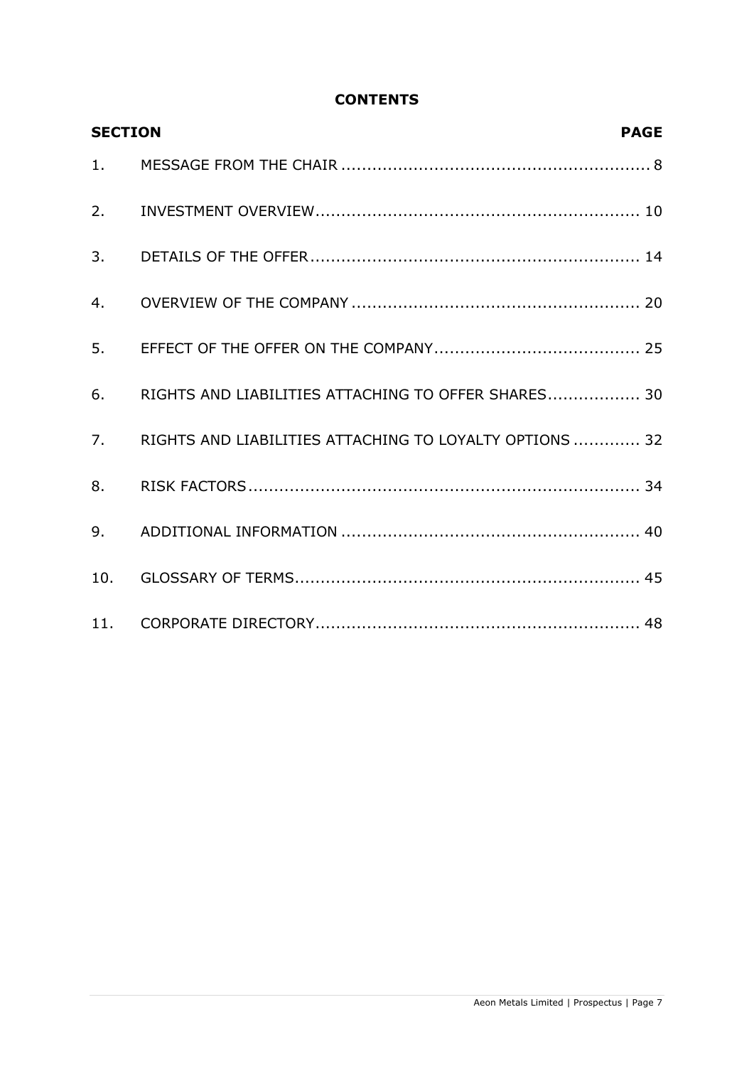# CONTENTS

| SECTION | | PAGE |
|---|---|---|
| 1. | MESSAGE FROM THE CHAIR | 8 |
| 2. | INVESTMENT OVERVIEW | 10 |
| 3. | DETAILS OF THE OFFER | 14 |
| 4. | OVERVIEW OF THE COMPANY | 20 |
| 5. | EFFECT OF THE OFFER ON THE COMPANY | 25 |
| 6. | RIGHTS AND LIABILITIES ATTACHING TO OFFER SHARES | 30 |
| 7. | RIGHTS AND LIABILITIES ATTACHING TO LOYALTY OPTIONS | 32 |
| 8. | RISK FACTORS | 34 |
| 9. | ADDITIONAL INFORMATION | 40 |
| 10. | GLOSSARY OF TERMS | 45 |
| 11. | CORPORATE DIRECTORY | 48 |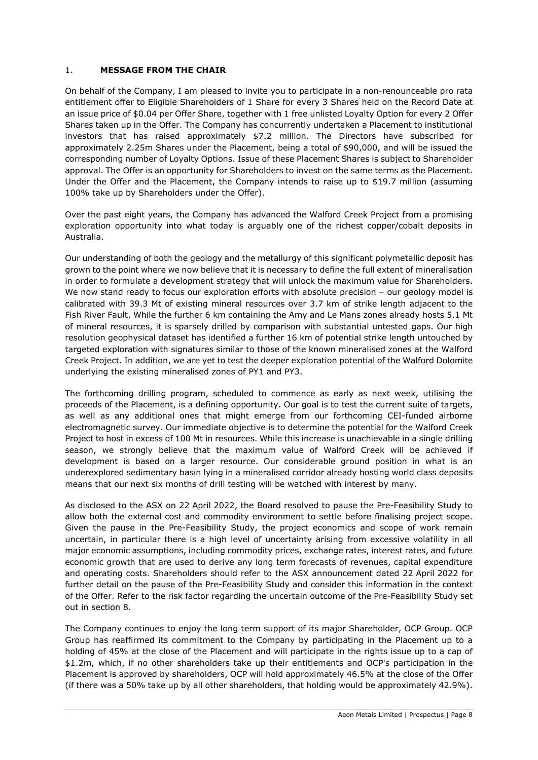## 1. MESSAGE FROM THE CHAIR

On behalf of the Company, I am pleased to invite you to participate in a non-renounceable pro rata entitlement offer to Eligible Shareholders of 1 Share for every 3 Shares held on the Record Date at an issue price of $0.04 per Offer Share, together with 1 free unlisted Loyalty Option for every 2 Offer Shares taken up in the Offer. The Company has concurrently undertaken a Placement to institutional investors that has raised approximately $7.2 million. The Directors have subscribed for approximately 2.25m Shares under the Placement, being a total of $90,000, and will be issued the corresponding number of Loyalty Options. Issue of these Placement Shares is subject to Shareholder approval. The Offer is an opportunity for Shareholders to invest on the same terms as the Placement. Under the Offer and the Placement, the Company intends to raise up to $19.7 million (assuming 100% take up by Shareholders under the Offer).

Over the past eight years, the Company has advanced the Walford Creek Project from a promising exploration opportunity into what today is arguably one of the richest copper/cobalt deposits in Australia.

Our understanding of both the geology and the metallurgy of this significant polymetallic deposit has grown to the point where we now believe that it is necessary to define the full extent of mineralisation in order to formulate a development strategy that will unlock the maximum value for Shareholders. We now stand ready to focus our exploration efforts with absolute precision – our geology model is calibrated with 39.3 Mt of existing mineral resources over 3.7 km of strike length adjacent to the Fish River Fault. While the further 6 km containing the Amy and Le Mans zones already hosts 5.1 Mt of mineral resources, it is sparsely drilled by comparison with substantial untested gaps. Our high resolution geophysical dataset has identified a further 16 km of potential strike length untouched by targeted exploration with signatures similar to those of the known mineralised zones at the Walford Creek Project. In addition, we are yet to test the deeper exploration potential of the Walford Dolomite underlying the existing mineralised zones of PY1 and PY3.

The forthcoming drilling program, scheduled to commence as early as next week, utilising the proceeds of the Placement, is a defining opportunity. Our goal is to test the current suite of targets, as well as any additional ones that might emerge from our forthcoming CEI-funded airborne electromagnetic survey. Our immediate objective is to determine the potential for the Walford Creek Project to host in excess of 100 Mt in resources. While this increase is unachievable in a single drilling season, we strongly believe that the maximum value of Walford Creek will be achieved if development is based on a larger resource. Our considerable ground position in what is an underexplored sedimentary basin lying in a mineralised corridor already hosting world class deposits means that our next six months of drill testing will be watched with interest by many.

As disclosed to the ASX on 22 April 2022, the Board resolved to pause the Pre-Feasibility Study to allow both the external cost and commodity environment to settle before finalising project scope. Given the pause in the Pre-Feasibility Study, the project economics and scope of work remain uncertain, in particular there is a high level of uncertainty arising from excessive volatility in all major economic assumptions, including commodity prices, exchange rates, interest rates, and future economic growth that are used to derive any long term forecasts of revenues, capital expenditure and operating costs. Shareholders should refer to the ASX announcement dated 22 April 2022 for further detail on the pause of the Pre-Feasibility Study and consider this information in the context of the Offer. Refer to the risk factor regarding the uncertain outcome of the Pre-Feasibility Study set out in section 8.

The Company continues to enjoy the long term support of its major Shareholder, OCP Group. OCP Group has reaffirmed its commitment to the Company by participating in the Placement up to a holding of 45% at the close of the Placement and will participate in the rights issue up to a cap of $1.2m, which, if no other shareholders take up their entitlements and OCP's participation in the Placement is approved by shareholders, OCP will hold approximately 46.5% at the close of the Offer (if there was a 50% take up by all other shareholders, that holding would be approximately 42.9%).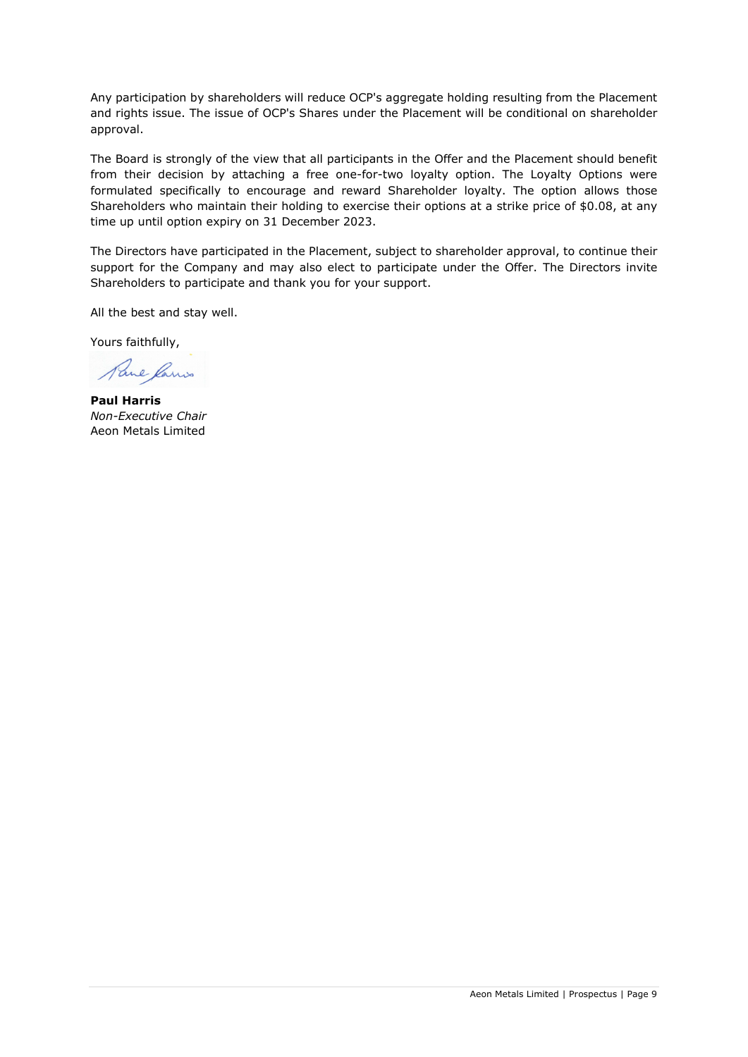Any participation by shareholders will reduce OCP's aggregate holding resulting from the Placement and rights issue. The issue of OCP's Shares under the Placement will be conditional on shareholder approval.

The Board is strongly of the view that all participants in the Offer and the Placement should benefit from their decision by attaching a free one-for-two loyalty option. The Loyalty Options were formulated specifically to encourage and reward Shareholder loyalty. The option allows those Shareholders who maintain their holding to exercise their options at a strike price of $0.08, at any time up until option expiry on 31 December 2023.

The Directors have participated in the Placement, subject to shareholder approval, to continue their support for the Company and may also elect to participate under the Offer. The Directors invite Shareholders to participate and thank you for your support.

All the best and stay well.

Yours faithfully,

**Paul Harris**
*Non-Executive Chair*
Aeon Metals Limited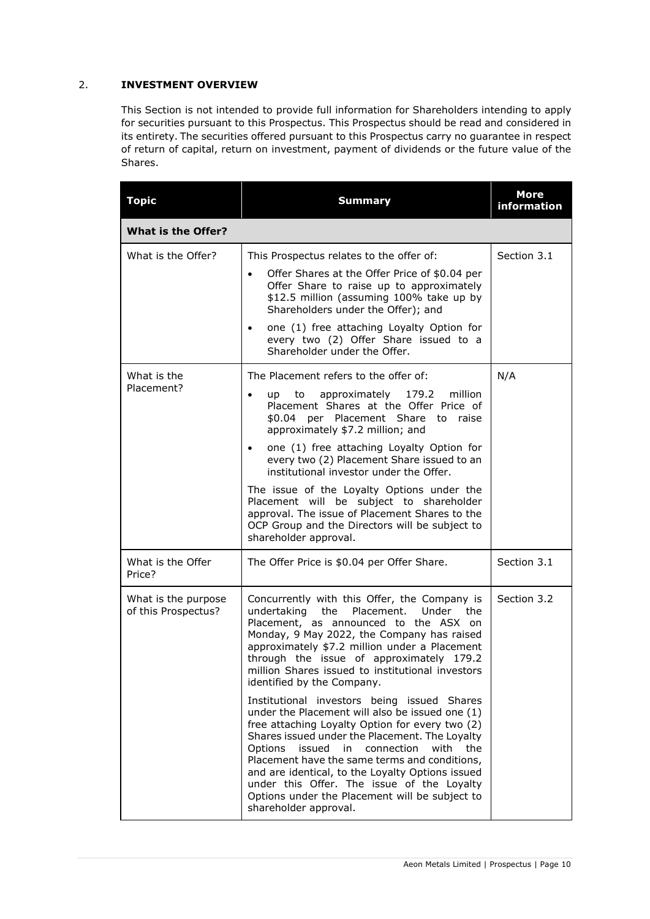## 2. INVESTMENT OVERVIEW

This Section is not intended to provide full information for Shareholders intending to apply for securities pursuant to this Prospectus. This Prospectus should be read and considered in its entirety. The securities offered pursuant to this Prospectus carry no guarantee in respect of return of capital, return on investment, payment of dividends or the future value of the Shares.

| Topic | Summary | More information |
|---|---|---|
| **What is the Offer?** | | |
| What is the Offer? | This Prospectus relates to the offer of:<br>• Offer Shares at the Offer Price of \$0.04 per Offer Share to raise up to approximately \$12.5 million (assuming 100% take up by Shareholders under the Offer); and<br>• one (1) free attaching Loyalty Option for every two (2) Offer Share issued to a Shareholder under the Offer. | Section 3.1 |
| What is the Placement? | The Placement refers to the offer of:<br>• up to approximately 179.2 million Placement Shares at the Offer Price of \$0.04 per Placement Share to raise approximately \$7.2 million; and<br>• one (1) free attaching Loyalty Option for every two (2) Placement Share issued to an institutional investor under the Offer.<br>The issue of the Loyalty Options under the Placement will be subject to shareholder approval. The issue of Placement Shares to the OCP Group and the Directors will be subject to shareholder approval. | N/A |
| What is the Offer Price? | The Offer Price is \$0.04 per Offer Share. | Section 3.1 |
| What is the purpose of this Prospectus? | Concurrently with this Offer, the Company is undertaking the Placement. Under the Placement, as announced to the ASX on Monday, 9 May 2022, the Company has raised approximately \$7.2 million under a Placement through the issue of approximately 179.2 million Shares issued to institutional investors identified by the Company.<br>Institutional investors being issued Shares under the Placement will also be issued one (1) free attaching Loyalty Option for every two (2) Shares issued under the Placement. The Loyalty Options issued in connection with the Placement have the same terms and conditions, and are identical, to the Loyalty Options issued under this Offer. The issue of the Loyalty Options under the Placement will be subject to shareholder approval. | Section 3.2 |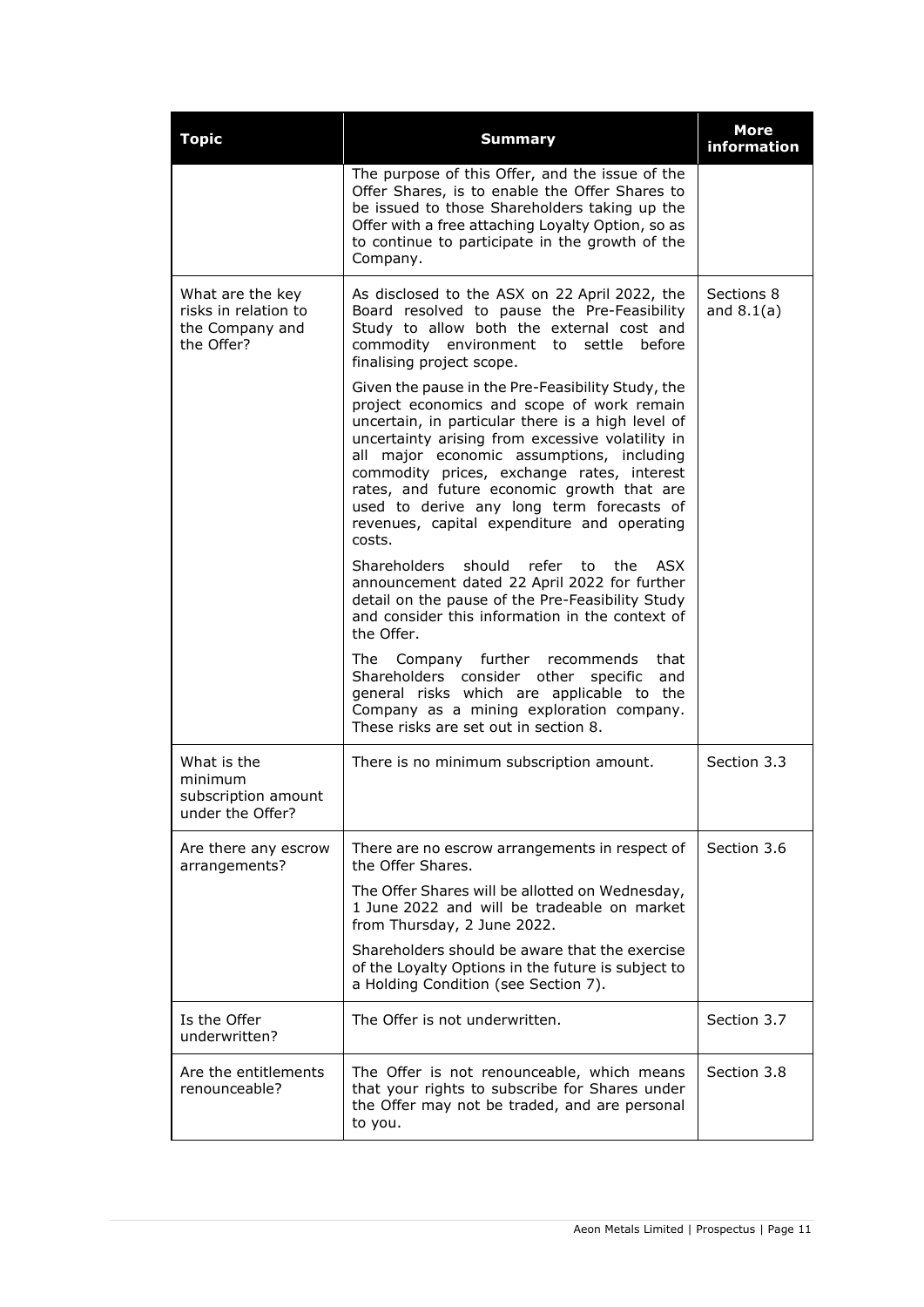| Topic | Summary | More information |
|---|---|---|
| | The purpose of this Offer, and the issue of the Offer Shares, is to enable the Offer Shares to be issued to those Shareholders taking up the Offer with a free attaching Loyalty Option, so as to continue to participate in the growth of the Company. | |
| What are the key risks in relation to the Company and the Offer? | As disclosed to the ASX on 22 April 2022, the Board resolved to pause the Pre-Feasibility Study to allow both the external cost and commodity environment to settle before finalising project scope.<br><br>Given the pause in the Pre-Feasibility Study, the project economics and scope of work remain uncertain, in particular there is a high level of uncertainty arising from excessive volatility in all major economic assumptions, including commodity prices, exchange rates, interest rates, and future economic growth that are used to derive any long term forecasts of revenues, capital expenditure and operating costs.<br><br>Shareholders should refer to the ASX announcement dated 22 April 2022 for further detail on the pause of the Pre-Feasibility Study and consider this information in the context of the Offer.<br><br>The Company further recommends that Shareholders consider other specific and general risks which are applicable to the Company as a mining exploration company. These risks are set out in section 8. | Sections 8 and 8.1(a) |
| What is the minimum subscription amount under the Offer? | There is no minimum subscription amount. | Section 3.3 |
| Are there any escrow arrangements? | There are no escrow arrangements in respect of the Offer Shares.<br><br>The Offer Shares will be allotted on Wednesday, 1 June 2022 and will be tradeable on market from Thursday, 2 June 2022.<br><br>Shareholders should be aware that the exercise of the Loyalty Options in the future is subject to a Holding Condition (see Section 7). | Section 3.6 |
| Is the Offer underwritten? | The Offer is not underwritten. | Section 3.7 |
| Are the entitlements renounceable? | The Offer is not renounceable, which means that your rights to subscribe for Shares under the Offer may not be traded, and are personal to you. | Section 3.8 |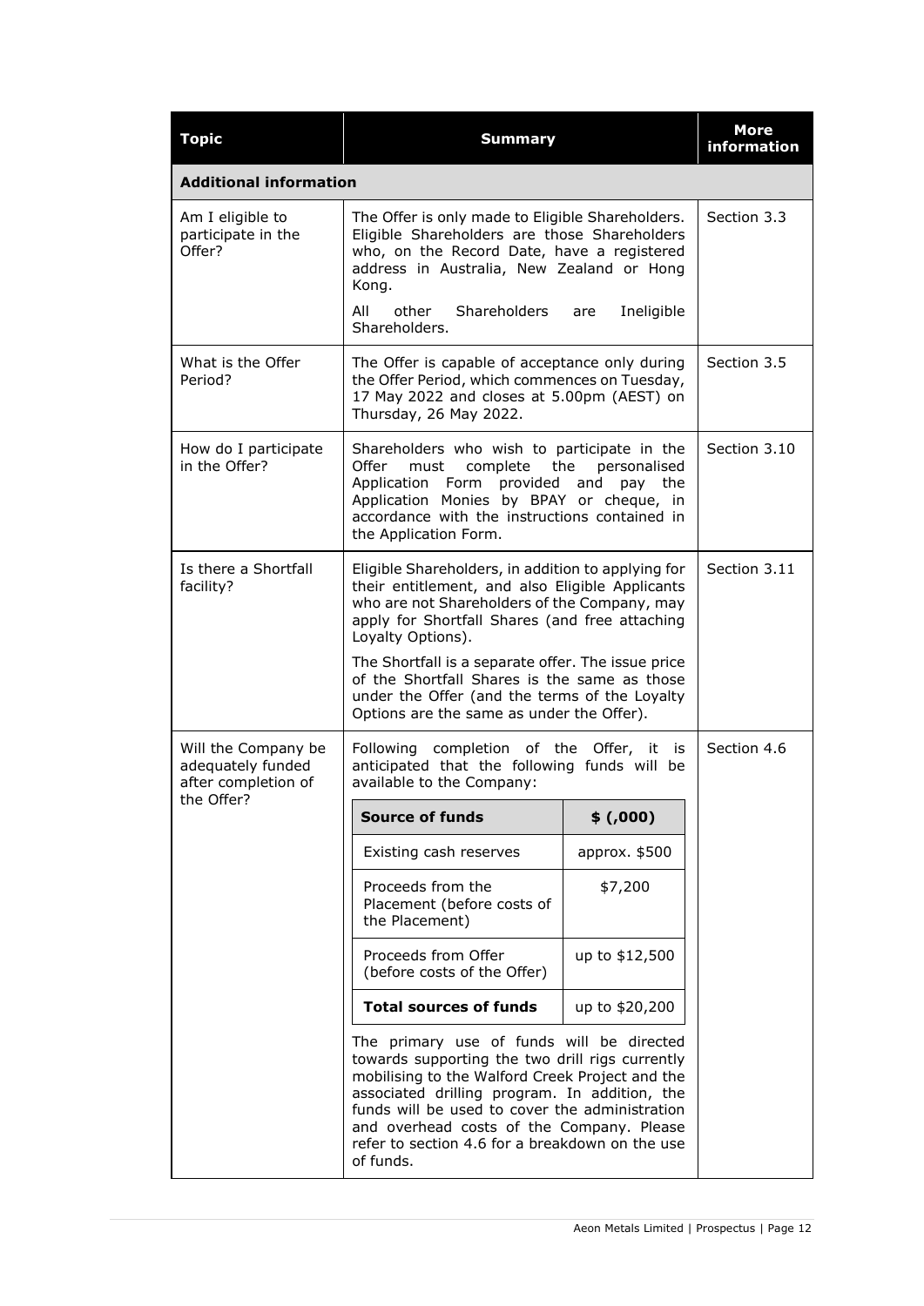| Topic | Summary | More information |
|---|---|---|
| **Additional information** | | |
| Am I eligible to participate in the Offer? | The Offer is only made to Eligible Shareholders. Eligible Shareholders are those Shareholders who, on the Record Date, have a registered address in Australia, New Zealand or Hong Kong.<br><br>All other Shareholders are Ineligible Shareholders. | Section 3.3 |
| What is the Offer Period? | The Offer is capable of acceptance only during the Offer Period, which commences on Tuesday, 17 May 2022 and closes at 5.00pm (AEST) on Thursday, 26 May 2022. | Section 3.5 |
| How do I participate in the Offer? | Shareholders who wish to participate in the Offer must complete the personalised Application Form provided and pay the Application Monies by BPAY or cheque, in accordance with the instructions contained in the Application Form. | Section 3.10 |
| Is there a Shortfall facility? | Eligible Shareholders, in addition to applying for their entitlement, and also Eligible Applicants who are not Shareholders of the Company, may apply for Shortfall Shares (and free attaching Loyalty Options).<br><br>The Shortfall is a separate offer. The issue price of the Shortfall Shares is the same as those under the Offer (and the terms of the Loyalty Options are the same as under the Offer). | Section 3.11 |
| Will the Company be adequately funded after completion of the Offer? | Following completion of the Offer, it is anticipated that the following funds will be available to the Company:<br><br>**Source of funds** — **$ (,000)**<br>Existing cash reserves — approx. $500<br>Proceeds from the Placement (before costs of the Placement) — $7,200<br>Proceeds from Offer (before costs of the Offer) — up to $12,500<br>**Total sources of funds** — up to $20,200<br><br>The primary use of funds will be directed towards supporting the two drill rigs currently mobilising to the Walford Creek Project and the associated drilling program. In addition, the funds will be used to cover the administration and overhead costs of the Company. Please refer to section 4.6 for a breakdown on the use of funds. | Section 4.6 |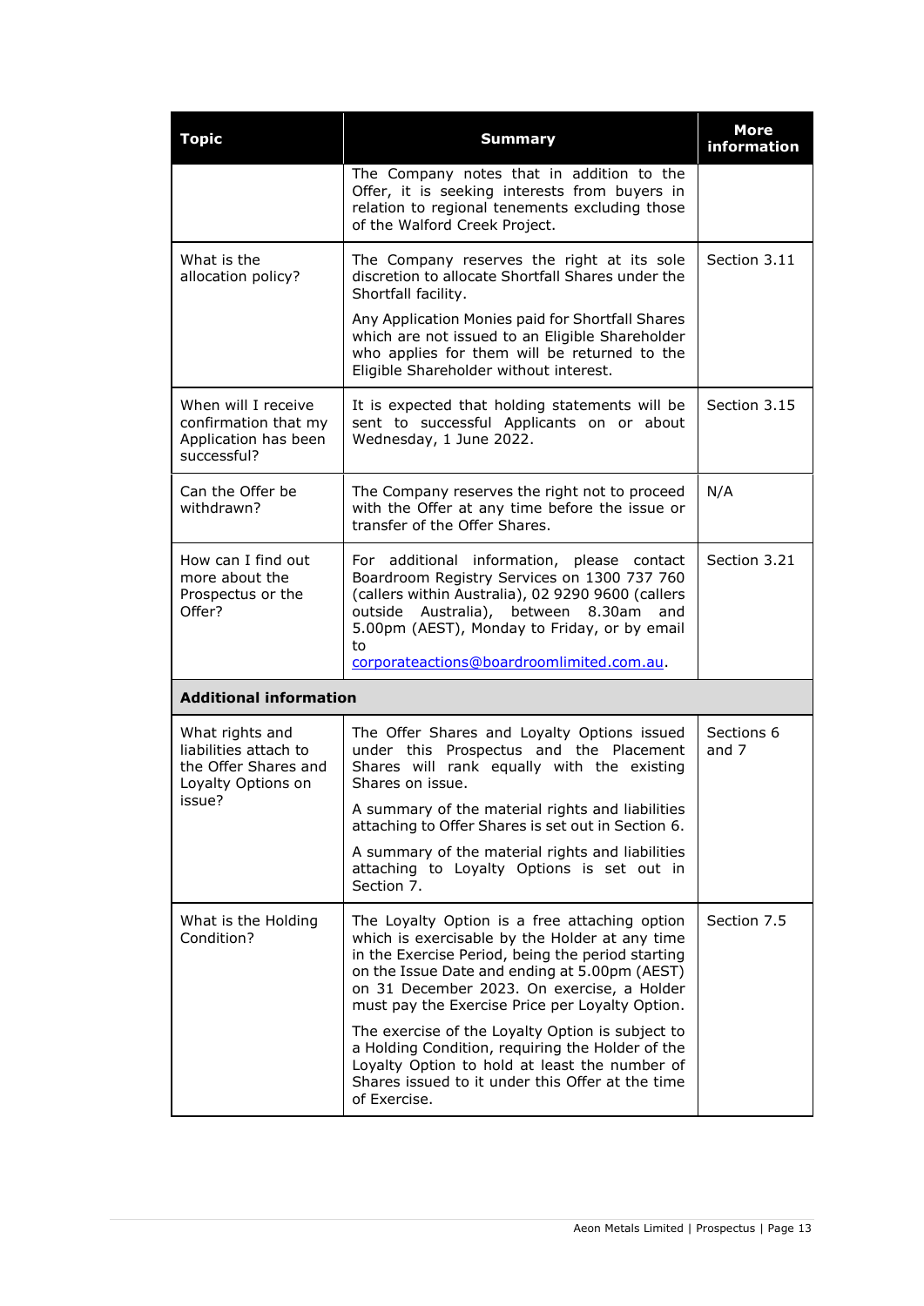| Topic | Summary | More information |
|---|---|---|
| | The Company notes that in addition to the Offer, it is seeking interests from buyers in relation to regional tenements excluding those of the Walford Creek Project. | |
| What is the allocation policy? | The Company reserves the right at its sole discretion to allocate Shortfall Shares under the Shortfall facility.<br><br>Any Application Monies paid for Shortfall Shares which are not issued to an Eligible Shareholder who applies for them will be returned to the Eligible Shareholder without interest. | Section 3.11 |
| When will I receive confirmation that my Application has been successful? | It is expected that holding statements will be sent to successful Applicants on or about Wednesday, 1 June 2022. | Section 3.15 |
| Can the Offer be withdrawn? | The Company reserves the right not to proceed with the Offer at any time before the issue or transfer of the Offer Shares. | N/A |
| How can I find out more about the Prospectus or the Offer? | For additional information, please contact Boardroom Registry Services on 1300 737 760 (callers within Australia), 02 9290 9600 (callers outside Australia), between 8.30am and 5.00pm (AEST), Monday to Friday, or by email to corporateactions@boardroomlimited.com.au. | Section 3.21 |
| **Additional information** | | |
| What rights and liabilities attach to the Offer Shares and Loyalty Options on issue? | The Offer Shares and Loyalty Options issued under this Prospectus and the Placement Shares will rank equally with the existing Shares on issue.<br><br>A summary of the material rights and liabilities attaching to Offer Shares is set out in Section 6.<br><br>A summary of the material rights and liabilities attaching to Loyalty Options is set out in Section 7. | Sections 6 and 7 |
| What is the Holding Condition? | The Loyalty Option is a free attaching option which is exercisable by the Holder at any time in the Exercise Period, being the period starting on the Issue Date and ending at 5.00pm (AEST) on 31 December 2023. On exercise, a Holder must pay the Exercise Price per Loyalty Option.<br><br>The exercise of the Loyalty Option is subject to a Holding Condition, requiring the Holder of the Loyalty Option to hold at least the number of Shares issued to it under this Offer at the time of Exercise. | Section 7.5 |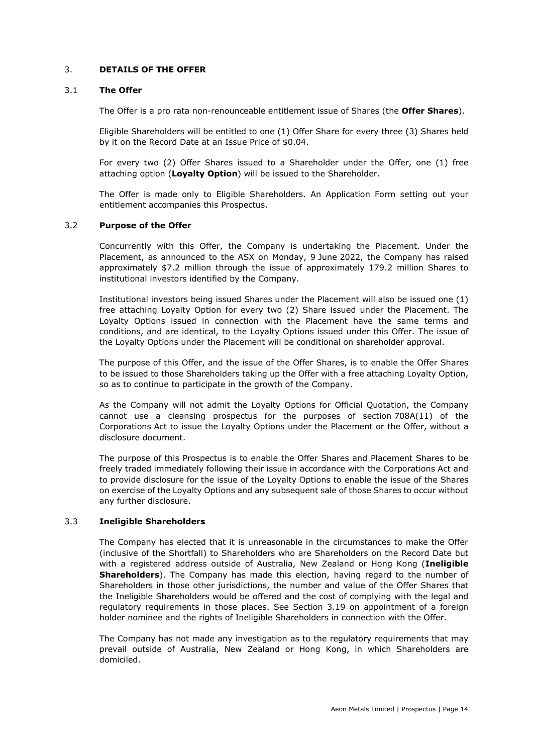## 3. DETAILS OF THE OFFER

### 3.1 The Offer

The Offer is a pro rata non-renounceable entitlement issue of Shares (the **Offer Shares**).

Eligible Shareholders will be entitled to one (1) Offer Share for every three (3) Shares held by it on the Record Date at an Issue Price of $0.04.

For every two (2) Offer Shares issued to a Shareholder under the Offer, one (1) free attaching option (**Loyalty Option**) will be issued to the Shareholder.

The Offer is made only to Eligible Shareholders. An Application Form setting out your entitlement accompanies this Prospectus.

### 3.2 Purpose of the Offer

Concurrently with this Offer, the Company is undertaking the Placement. Under the Placement, as announced to the ASX on Monday, 9 June 2022, the Company has raised approximately $7.2 million through the issue of approximately 179.2 million Shares to institutional investors identified by the Company.

Institutional investors being issued Shares under the Placement will also be issued one (1) free attaching Loyalty Option for every two (2) Share issued under the Placement. The Loyalty Options issued in connection with the Placement have the same terms and conditions, and are identical, to the Loyalty Options issued under this Offer. The issue of the Loyalty Options under the Placement will be conditional on shareholder approval.

The purpose of this Offer, and the issue of the Offer Shares, is to enable the Offer Shares to be issued to those Shareholders taking up the Offer with a free attaching Loyalty Option, so as to continue to participate in the growth of the Company.

As the Company will not admit the Loyalty Options for Official Quotation, the Company cannot use a cleansing prospectus for the purposes of section 708A(11) of the Corporations Act to issue the Loyalty Options under the Placement or the Offer, without a disclosure document.

The purpose of this Prospectus is to enable the Offer Shares and Placement Shares to be freely traded immediately following their issue in accordance with the Corporations Act and to provide disclosure for the issue of the Loyalty Options to enable the issue of the Shares on exercise of the Loyalty Options and any subsequent sale of those Shares to occur without any further disclosure.

### 3.3 Ineligible Shareholders

The Company has elected that it is unreasonable in the circumstances to make the Offer (inclusive of the Shortfall) to Shareholders who are Shareholders on the Record Date but with a registered address outside of Australia, New Zealand or Hong Kong (**Ineligible Shareholders**). The Company has made this election, having regard to the number of Shareholders in those other jurisdictions, the number and value of the Offer Shares that the Ineligible Shareholders would be offered and the cost of complying with the legal and regulatory requirements in those places. See Section 3.19 on appointment of a foreign holder nominee and the rights of Ineligible Shareholders in connection with the Offer.

The Company has not made any investigation as to the regulatory requirements that may prevail outside of Australia, New Zealand or Hong Kong, in which Shareholders are domiciled.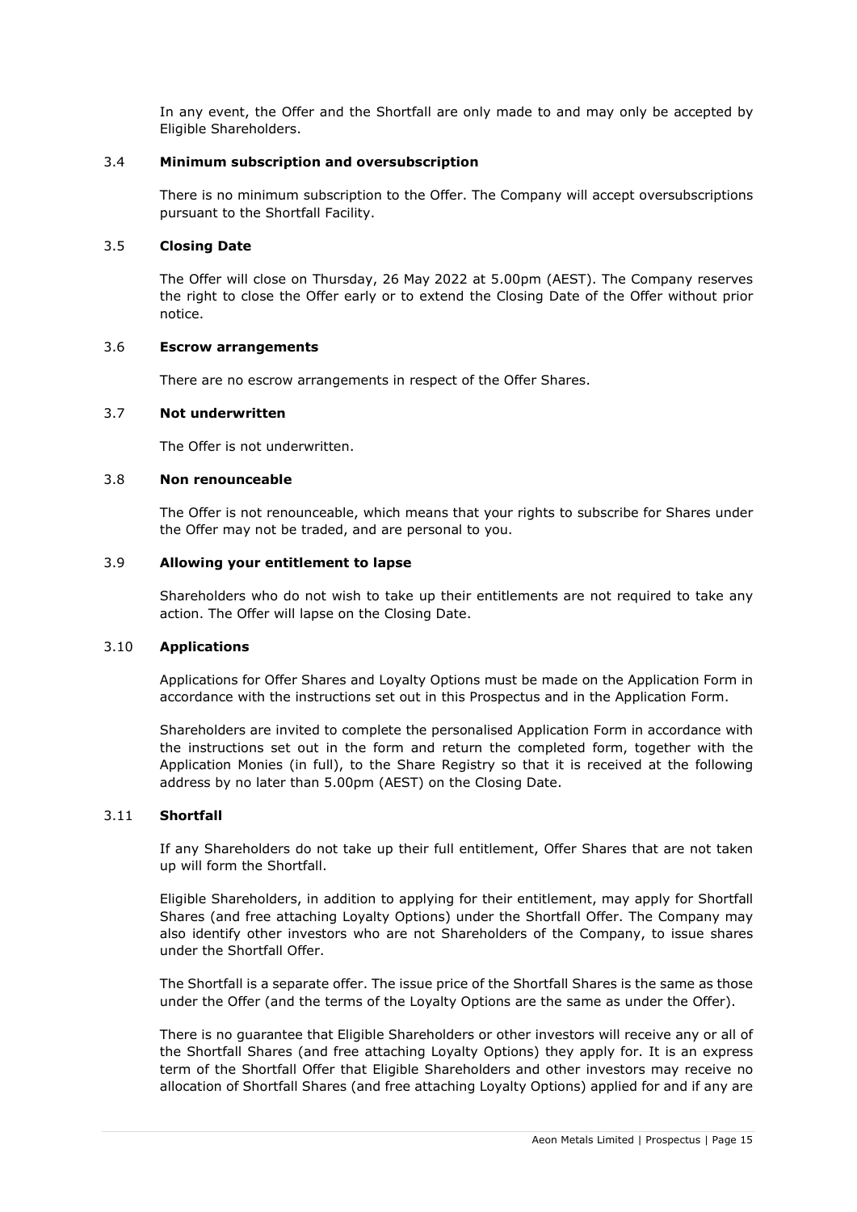In any event, the Offer and the Shortfall are only made to and may only be accepted by Eligible Shareholders.

### 3.4 Minimum subscription and oversubscription

There is no minimum subscription to the Offer. The Company will accept oversubscriptions pursuant to the Shortfall Facility.

### 3.5 Closing Date

The Offer will close on Thursday, 26 May 2022 at 5.00pm (AEST). The Company reserves the right to close the Offer early or to extend the Closing Date of the Offer without prior notice.

### 3.6 Escrow arrangements

There are no escrow arrangements in respect of the Offer Shares.

### 3.7 Not underwritten

The Offer is not underwritten.

### 3.8 Non renounceable

The Offer is not renounceable, which means that your rights to subscribe for Shares under the Offer may not be traded, and are personal to you.

### 3.9 Allowing your entitlement to lapse

Shareholders who do not wish to take up their entitlements are not required to take any action. The Offer will lapse on the Closing Date.

### 3.10 Applications

Applications for Offer Shares and Loyalty Options must be made on the Application Form in accordance with the instructions set out in this Prospectus and in the Application Form.

Shareholders are invited to complete the personalised Application Form in accordance with the instructions set out in the form and return the completed form, together with the Application Monies (in full), to the Share Registry so that it is received at the following address by no later than 5.00pm (AEST) on the Closing Date.

### 3.11 Shortfall

If any Shareholders do not take up their full entitlement, Offer Shares that are not taken up will form the Shortfall.

Eligible Shareholders, in addition to applying for their entitlement, may apply for Shortfall Shares (and free attaching Loyalty Options) under the Shortfall Offer. The Company may also identify other investors who are not Shareholders of the Company, to issue shares under the Shortfall Offer.

The Shortfall is a separate offer. The issue price of the Shortfall Shares is the same as those under the Offer (and the terms of the Loyalty Options are the same as under the Offer).

There is no guarantee that Eligible Shareholders or other investors will receive any or all of the Shortfall Shares (and free attaching Loyalty Options) they apply for. It is an express term of the Shortfall Offer that Eligible Shareholders and other investors may receive no allocation of Shortfall Shares (and free attaching Loyalty Options) applied for and if any are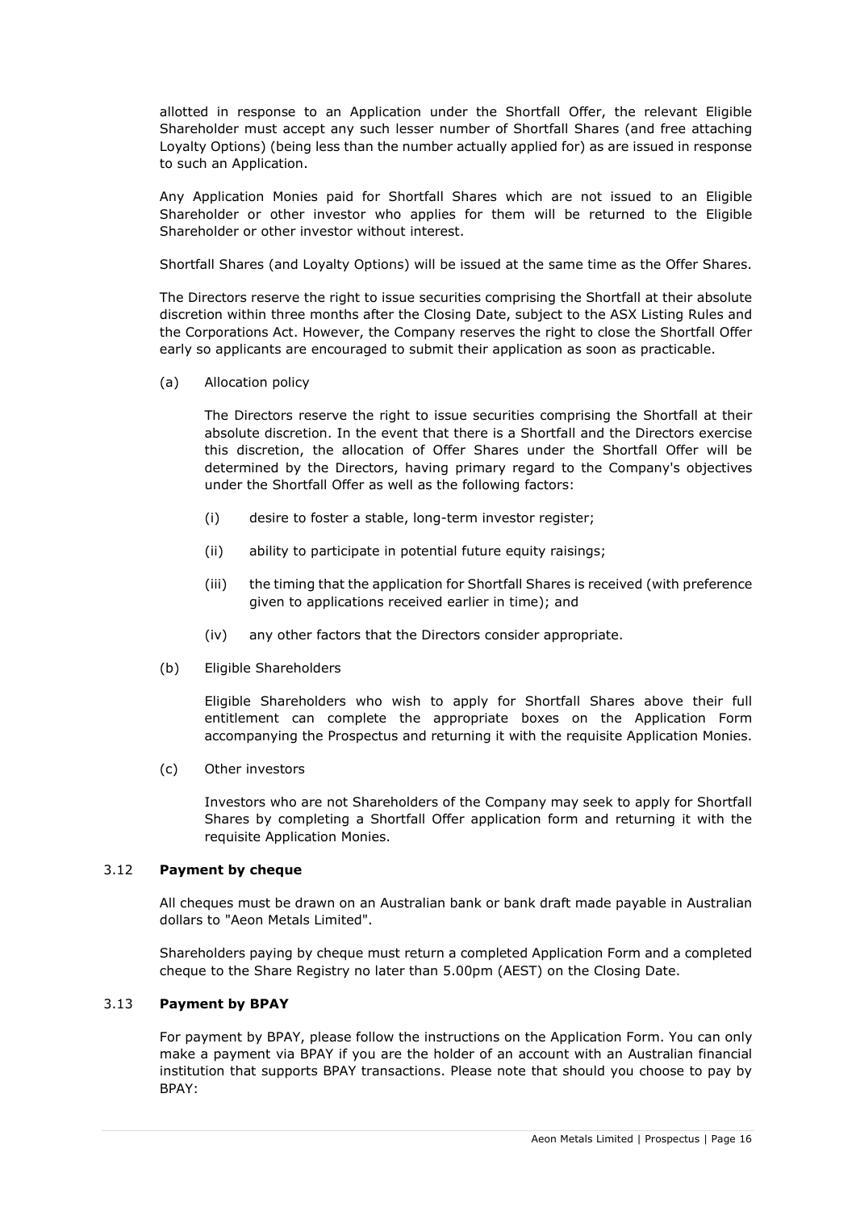allotted in response to an Application under the Shortfall Offer, the relevant Eligible Shareholder must accept any such lesser number of Shortfall Shares (and free attaching Loyalty Options) (being less than the number actually applied for) as are issued in response to such an Application.

Any Application Monies paid for Shortfall Shares which are not issued to an Eligible Shareholder or other investor who applies for them will be returned to the Eligible Shareholder or other investor without interest.

Shortfall Shares (and Loyalty Options) will be issued at the same time as the Offer Shares.

The Directors reserve the right to issue securities comprising the Shortfall at their absolute discretion within three months after the Closing Date, subject to the ASX Listing Rules and the Corporations Act. However, the Company reserves the right to close the Shortfall Offer early so applicants are encouraged to submit their application as soon as practicable.

(a) Allocation policy

The Directors reserve the right to issue securities comprising the Shortfall at their absolute discretion. In the event that there is a Shortfall and the Directors exercise this discretion, the allocation of Offer Shares under the Shortfall Offer will be determined by the Directors, having primary regard to the Company's objectives under the Shortfall Offer as well as the following factors:

(i) desire to foster a stable, long-term investor register;

(ii) ability to participate in potential future equity raisings;

(iii) the timing that the application for Shortfall Shares is received (with preference given to applications received earlier in time); and

(iv) any other factors that the Directors consider appropriate.

(b) Eligible Shareholders

Eligible Shareholders who wish to apply for Shortfall Shares above their full entitlement can complete the appropriate boxes on the Application Form accompanying the Prospectus and returning it with the requisite Application Monies.

(c) Other investors

Investors who are not Shareholders of the Company may seek to apply for Shortfall Shares by completing a Shortfall Offer application form and returning it with the requisite Application Monies.

### 3.12 **Payment by cheque**

All cheques must be drawn on an Australian bank or bank draft made payable in Australian dollars to "Aeon Metals Limited".

Shareholders paying by cheque must return a completed Application Form and a completed cheque to the Share Registry no later than 5.00pm (AEST) on the Closing Date.

### 3.13 **Payment by BPAY**

For payment by BPAY, please follow the instructions on the Application Form. You can only make a payment via BPAY if you are the holder of an account with an Australian financial institution that supports BPAY transactions. Please note that should you choose to pay by BPAY: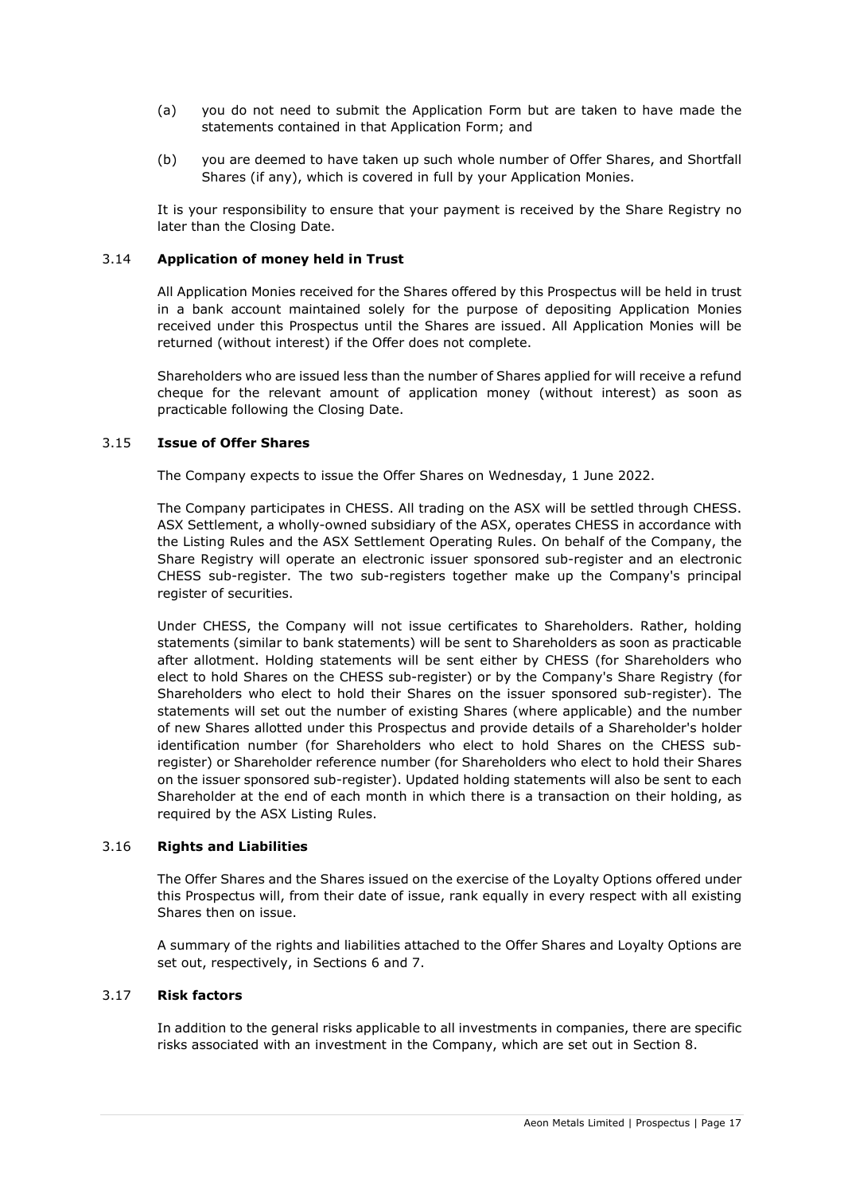(a) you do not need to submit the Application Form but are taken to have made the statements contained in that Application Form; and

(b) you are deemed to have taken up such whole number of Offer Shares, and Shortfall Shares (if any), which is covered in full by your Application Monies.

It is your responsibility to ensure that your payment is received by the Share Registry no later than the Closing Date.

### 3.14 **Application of money held in Trust**

All Application Monies received for the Shares offered by this Prospectus will be held in trust in a bank account maintained solely for the purpose of depositing Application Monies received under this Prospectus until the Shares are issued. All Application Monies will be returned (without interest) if the Offer does not complete.

Shareholders who are issued less than the number of Shares applied for will receive a refund cheque for the relevant amount of application money (without interest) as soon as practicable following the Closing Date.

### 3.15 **Issue of Offer Shares**

The Company expects to issue the Offer Shares on Wednesday, 1 June 2022.

The Company participates in CHESS. All trading on the ASX will be settled through CHESS. ASX Settlement, a wholly-owned subsidiary of the ASX, operates CHESS in accordance with the Listing Rules and the ASX Settlement Operating Rules. On behalf of the Company, the Share Registry will operate an electronic issuer sponsored sub-register and an electronic CHESS sub-register. The two sub-registers together make up the Company's principal register of securities.

Under CHESS, the Company will not issue certificates to Shareholders. Rather, holding statements (similar to bank statements) will be sent to Shareholders as soon as practicable after allotment. Holding statements will be sent either by CHESS (for Shareholders who elect to hold Shares on the CHESS sub-register) or by the Company's Share Registry (for Shareholders who elect to hold their Shares on the issuer sponsored sub-register). The statements will set out the number of existing Shares (where applicable) and the number of new Shares allotted under this Prospectus and provide details of a Shareholder's holder identification number (for Shareholders who elect to hold Shares on the CHESS sub-register) or Shareholder reference number (for Shareholders who elect to hold their Shares on the issuer sponsored sub-register). Updated holding statements will also be sent to each Shareholder at the end of each month in which there is a transaction on their holding, as required by the ASX Listing Rules.

### 3.16 **Rights and Liabilities**

The Offer Shares and the Shares issued on the exercise of the Loyalty Options offered under this Prospectus will, from their date of issue, rank equally in every respect with all existing Shares then on issue.

A summary of the rights and liabilities attached to the Offer Shares and Loyalty Options are set out, respectively, in Sections 6 and 7.

### 3.17 **Risk factors**

In addition to the general risks applicable to all investments in companies, there are specific risks associated with an investment in the Company, which are set out in Section 8.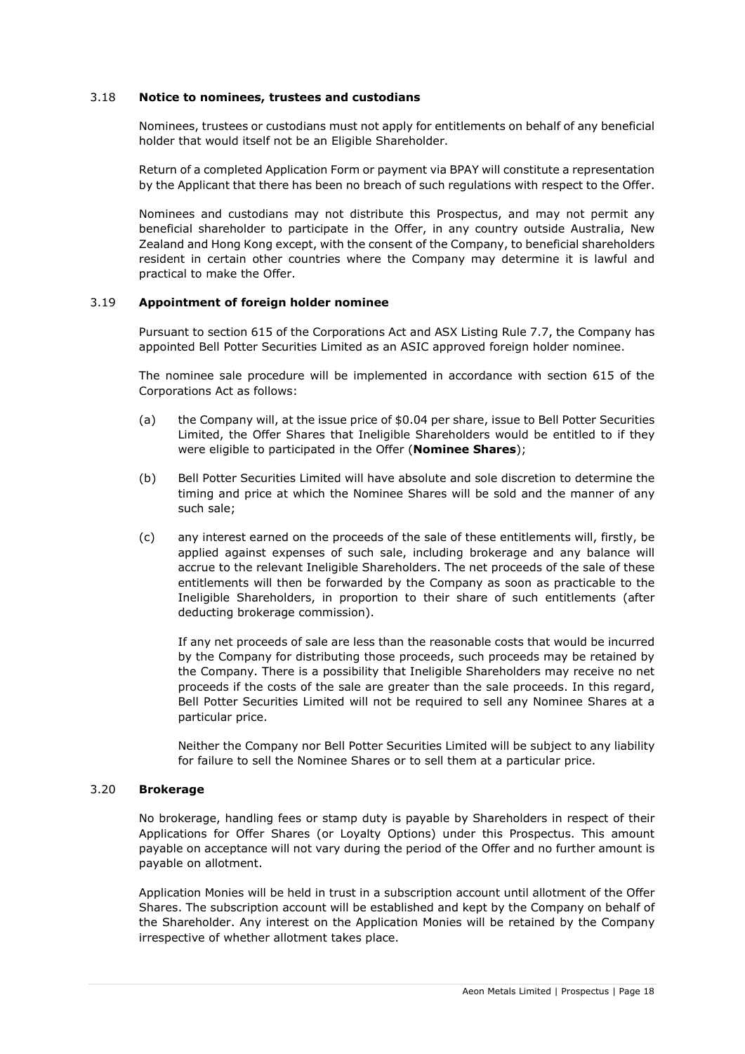### 3.18 **Notice to nominees, trustees and custodians**

Nominees, trustees or custodians must not apply for entitlements on behalf of any beneficial holder that would itself not be an Eligible Shareholder.

Return of a completed Application Form or payment via BPAY will constitute a representation by the Applicant that there has been no breach of such regulations with respect to the Offer.

Nominees and custodians may not distribute this Prospectus, and may not permit any beneficial shareholder to participate in the Offer, in any country outside Australia, New Zealand and Hong Kong except, with the consent of the Company, to beneficial shareholders resident in certain other countries where the Company may determine it is lawful and practical to make the Offer.

### 3.19 **Appointment of foreign holder nominee**

Pursuant to section 615 of the Corporations Act and ASX Listing Rule 7.7, the Company has appointed Bell Potter Securities Limited as an ASIC approved foreign holder nominee.

The nominee sale procedure will be implemented in accordance with section 615 of the Corporations Act as follows:

(a) the Company will, at the issue price of $0.04 per share, issue to Bell Potter Securities Limited, the Offer Shares that Ineligible Shareholders would be entitled to if they were eligible to participated in the Offer (**Nominee Shares**);

(b) Bell Potter Securities Limited will have absolute and sole discretion to determine the timing and price at which the Nominee Shares will be sold and the manner of any such sale;

(c) any interest earned on the proceeds of the sale of these entitlements will, firstly, be applied against expenses of such sale, including brokerage and any balance will accrue to the relevant Ineligible Shareholders. The net proceeds of the sale of these entitlements will then be forwarded by the Company as soon as practicable to the Ineligible Shareholders, in proportion to their share of such entitlements (after deducting brokerage commission).

If any net proceeds of sale are less than the reasonable costs that would be incurred by the Company for distributing those proceeds, such proceeds may be retained by the Company. There is a possibility that Ineligible Shareholders may receive no net proceeds if the costs of the sale are greater than the sale proceeds. In this regard, Bell Potter Securities Limited will not be required to sell any Nominee Shares at a particular price.

Neither the Company nor Bell Potter Securities Limited will be subject to any liability for failure to sell the Nominee Shares or to sell them at a particular price.

### 3.20 **Brokerage**

No brokerage, handling fees or stamp duty is payable by Shareholders in respect of their Applications for Offer Shares (or Loyalty Options) under this Prospectus. This amount payable on acceptance will not vary during the period of the Offer and no further amount is payable on allotment.

Application Monies will be held in trust in a subscription account until allotment of the Offer Shares. The subscription account will be established and kept by the Company on behalf of the Shareholder. Any interest on the Application Monies will be retained by the Company irrespective of whether allotment takes place.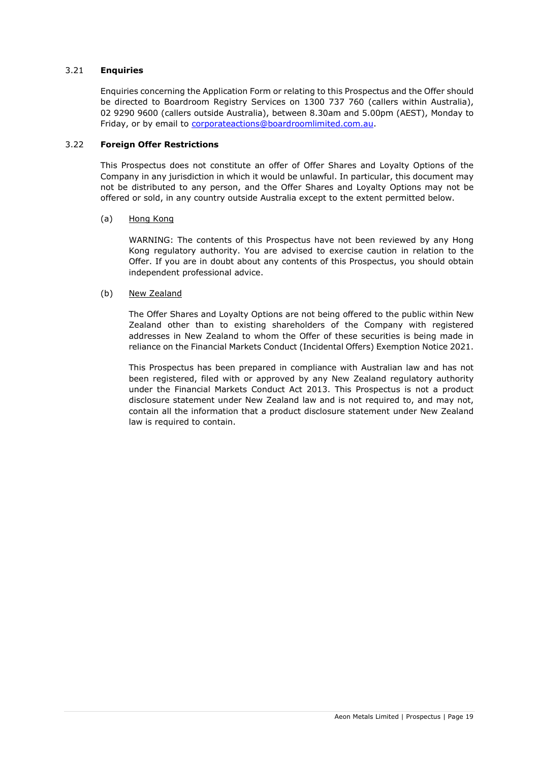### 3.21 **Enquiries**

Enquiries concerning the Application Form or relating to this Prospectus and the Offer should be directed to Boardroom Registry Services on 1300 737 760 (callers within Australia), 02 9290 9600 (callers outside Australia), between 8.30am and 5.00pm (AEST), Monday to Friday, or by email to corporateactions@boardroomlimited.com.au.

### 3.22 **Foreign Offer Restrictions**

This Prospectus does not constitute an offer of Offer Shares and Loyalty Options of the Company in any jurisdiction in which it would be unlawful. In particular, this document may not be distributed to any person, and the Offer Shares and Loyalty Options may not be offered or sold, in any country outside Australia except to the extent permitted below.

(a) Hong Kong

WARNING: The contents of this Prospectus have not been reviewed by any Hong Kong regulatory authority. You are advised to exercise caution in relation to the Offer. If you are in doubt about any contents of this Prospectus, you should obtain independent professional advice.

(b) New Zealand

The Offer Shares and Loyalty Options are not being offered to the public within New Zealand other than to existing shareholders of the Company with registered addresses in New Zealand to whom the Offer of these securities is being made in reliance on the Financial Markets Conduct (Incidental Offers) Exemption Notice 2021.

This Prospectus has been prepared in compliance with Australian law and has not been registered, filed with or approved by any New Zealand regulatory authority under the Financial Markets Conduct Act 2013. This Prospectus is not a product disclosure statement under New Zealand law and is not required to, and may not, contain all the information that a product disclosure statement under New Zealand law is required to contain.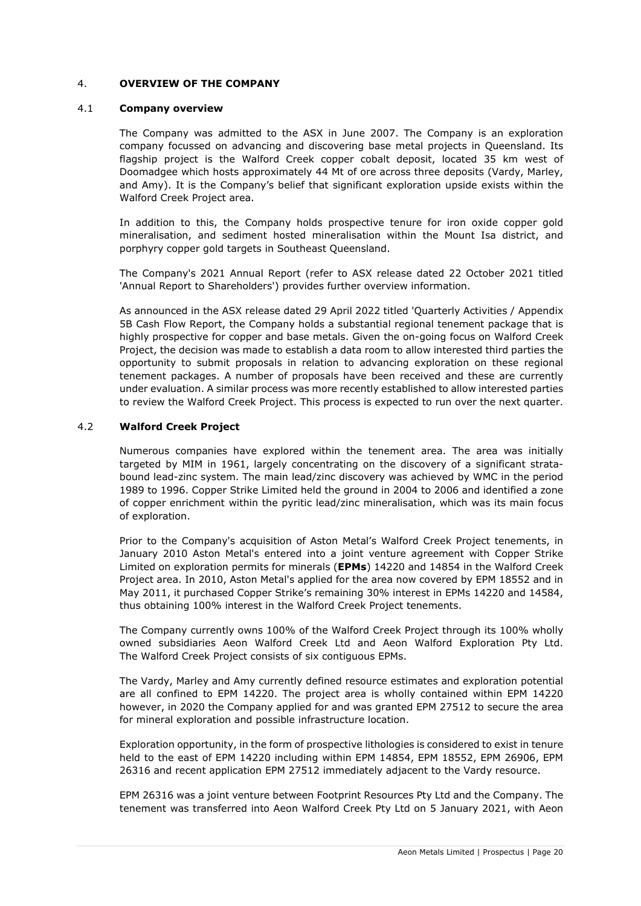## 4. OVERVIEW OF THE COMPANY

### 4.1 Company overview

The Company was admitted to the ASX in June 2007. The Company is an exploration company focussed on advancing and discovering base metal projects in Queensland. Its flagship project is the Walford Creek copper cobalt deposit, located 35 km west of Doomadgee which hosts approximately 44 Mt of ore across three deposits (Vardy, Marley, and Amy). It is the Company's belief that significant exploration upside exists within the Walford Creek Project area.

In addition to this, the Company holds prospective tenure for iron oxide copper gold mineralisation, and sediment hosted mineralisation within the Mount Isa district, and porphyry copper gold targets in Southeast Queensland.

The Company's 2021 Annual Report (refer to ASX release dated 22 October 2021 titled 'Annual Report to Shareholders') provides further overview information.

As announced in the ASX release dated 29 April 2022 titled 'Quarterly Activities / Appendix 5B Cash Flow Report, the Company holds a substantial regional tenement package that is highly prospective for copper and base metals. Given the on-going focus on Walford Creek Project, the decision was made to establish a data room to allow interested third parties the opportunity to submit proposals in relation to advancing exploration on these regional tenement packages. A number of proposals have been received and these are currently under evaluation. A similar process was more recently established to allow interested parties to review the Walford Creek Project. This process is expected to run over the next quarter.

### 4.2 Walford Creek Project

Numerous companies have explored within the tenement area. The area was initially targeted by MIM in 1961, largely concentrating on the discovery of a significant strata-bound lead-zinc system. The main lead/zinc discovery was achieved by WMC in the period 1989 to 1996. Copper Strike Limited held the ground in 2004 to 2006 and identified a zone of copper enrichment within the pyritic lead/zinc mineralisation, which was its main focus of exploration.

Prior to the Company's acquisition of Aston Metal's Walford Creek Project tenements, in January 2010 Aston Metal's entered into a joint venture agreement with Copper Strike Limited on exploration permits for minerals (**EPMs**) 14220 and 14854 in the Walford Creek Project area. In 2010, Aston Metal's applied for the area now covered by EPM 18552 and in May 2011, it purchased Copper Strike's remaining 30% interest in EPMs 14220 and 14584, thus obtaining 100% interest in the Walford Creek Project tenements.

The Company currently owns 100% of the Walford Creek Project through its 100% wholly owned subsidiaries Aeon Walford Creek Ltd and Aeon Walford Exploration Pty Ltd. The Walford Creek Project consists of six contiguous EPMs.

The Vardy, Marley and Amy currently defined resource estimates and exploration potential are all confined to EPM 14220. The project area is wholly contained within EPM 14220 however, in 2020 the Company applied for and was granted EPM 27512 to secure the area for mineral exploration and possible infrastructure location.

Exploration opportunity, in the form of prospective lithologies is considered to exist in tenure held to the east of EPM 14220 including within EPM 14854, EPM 18552, EPM 26906, EPM 26316 and recent application EPM 27512 immediately adjacent to the Vardy resource.

EPM 26316 was a joint venture between Footprint Resources Pty Ltd and the Company. The tenement was transferred into Aeon Walford Creek Pty Ltd on 5 January 2021, with Aeon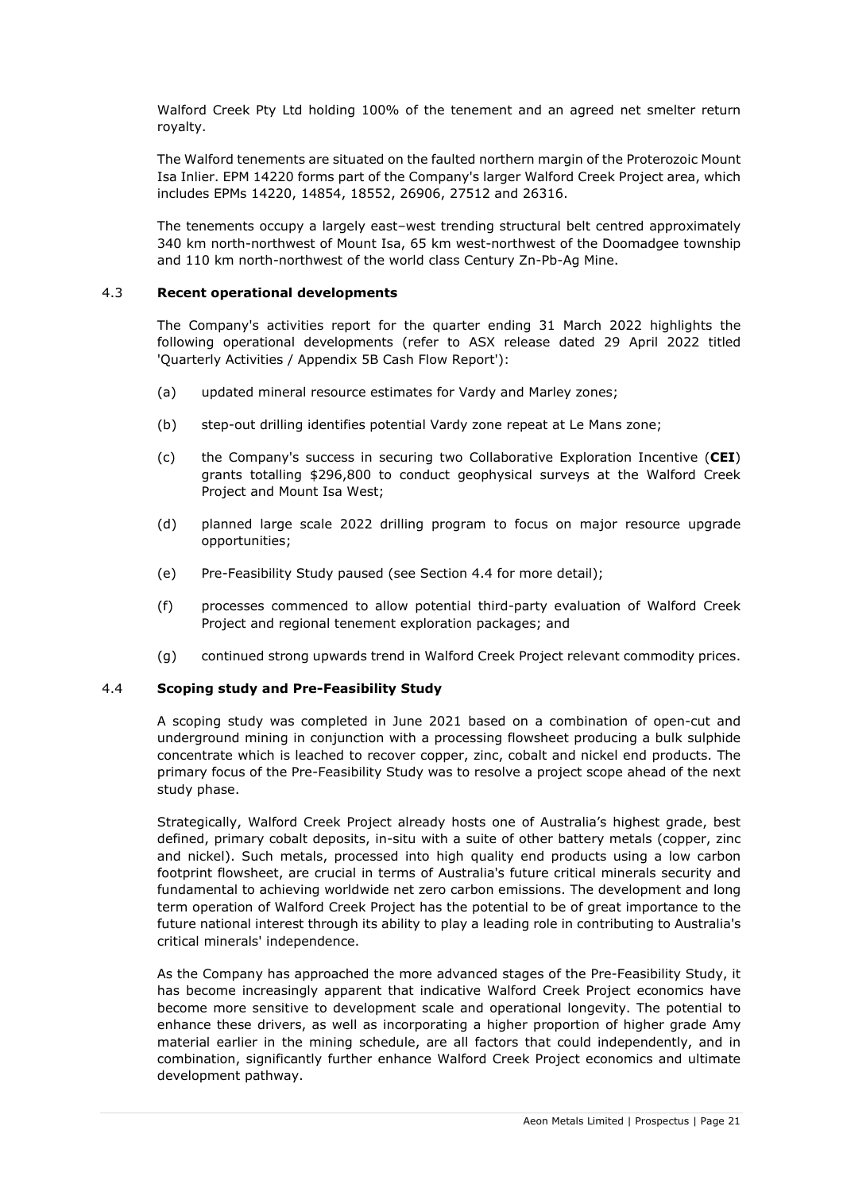Walford Creek Pty Ltd holding 100% of the tenement and an agreed net smelter return royalty.

The Walford tenements are situated on the faulted northern margin of the Proterozoic Mount Isa Inlier. EPM 14220 forms part of the Company's larger Walford Creek Project area, which includes EPMs 14220, 14854, 18552, 26906, 27512 and 26316.

The tenements occupy a largely east–west trending structural belt centred approximately 340 km north-northwest of Mount Isa, 65 km west-northwest of the Doomadgee township and 110 km north-northwest of the world class Century Zn-Pb-Ag Mine.

### 4.3 Recent operational developments

The Company's activities report for the quarter ending 31 March 2022 highlights the following operational developments (refer to ASX release dated 29 April 2022 titled 'Quarterly Activities / Appendix 5B Cash Flow Report'):

(a) updated mineral resource estimates for Vardy and Marley zones;

(b) step-out drilling identifies potential Vardy zone repeat at Le Mans zone;

(c) the Company's success in securing two Collaborative Exploration Incentive (**CEI**) grants totalling $296,800 to conduct geophysical surveys at the Walford Creek Project and Mount Isa West;

(d) planned large scale 2022 drilling program to focus on major resource upgrade opportunities;

(e) Pre-Feasibility Study paused (see Section 4.4 for more detail);

(f) processes commenced to allow potential third-party evaluation of Walford Creek Project and regional tenement exploration packages; and

(g) continued strong upwards trend in Walford Creek Project relevant commodity prices.

### 4.4 Scoping study and Pre-Feasibility Study

A scoping study was completed in June 2021 based on a combination of open-cut and underground mining in conjunction with a processing flowsheet producing a bulk sulphide concentrate which is leached to recover copper, zinc, cobalt and nickel end products. The primary focus of the Pre-Feasibility Study was to resolve a project scope ahead of the next study phase.

Strategically, Walford Creek Project already hosts one of Australia's highest grade, best defined, primary cobalt deposits, in-situ with a suite of other battery metals (copper, zinc and nickel). Such metals, processed into high quality end products using a low carbon footprint flowsheet, are crucial in terms of Australia's future critical minerals security and fundamental to achieving worldwide net zero carbon emissions. The development and long term operation of Walford Creek Project has the potential to be of great importance to the future national interest through its ability to play a leading role in contributing to Australia's critical minerals' independence.

As the Company has approached the more advanced stages of the Pre-Feasibility Study, it has become increasingly apparent that indicative Walford Creek Project economics have become more sensitive to development scale and operational longevity. The potential to enhance these drivers, as well as incorporating a higher proportion of higher grade Amy material earlier in the mining schedule, are all factors that could independently, and in combination, significantly further enhance Walford Creek Project economics and ultimate development pathway.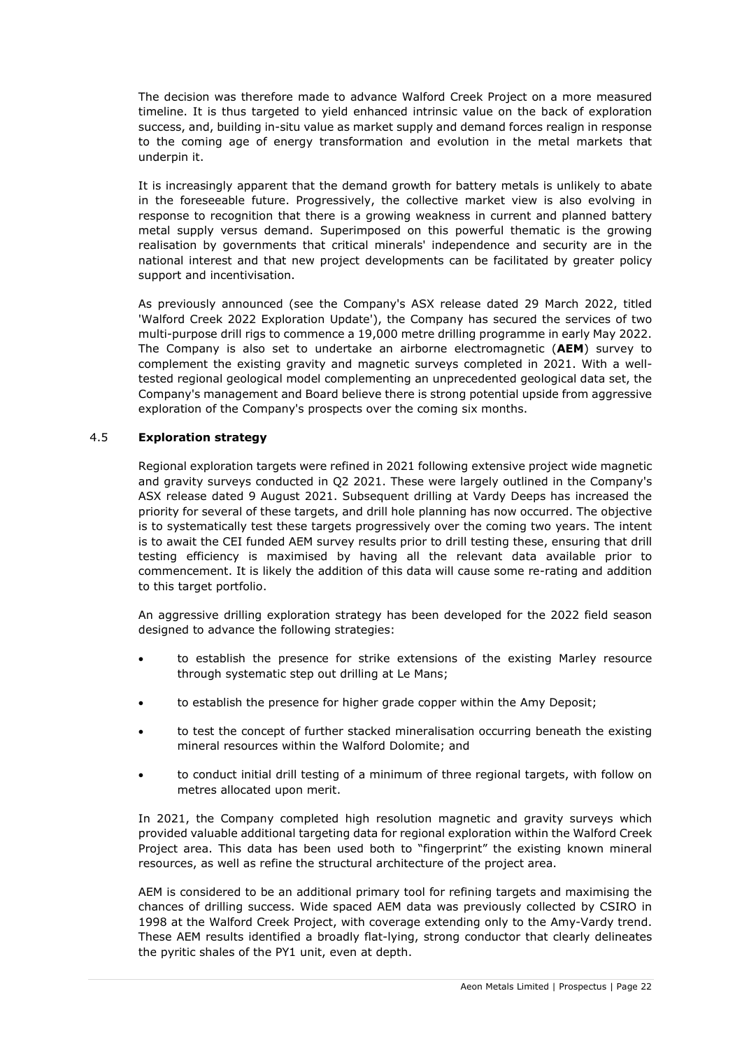The decision was therefore made to advance Walford Creek Project on a more measured timeline. It is thus targeted to yield enhanced intrinsic value on the back of exploration success, and, building in-situ value as market supply and demand forces realign in response to the coming age of energy transformation and evolution in the metal markets that underpin it.

It is increasingly apparent that the demand growth for battery metals is unlikely to abate in the foreseeable future. Progressively, the collective market view is also evolving in response to recognition that there is a growing weakness in current and planned battery metal supply versus demand. Superimposed on this powerful thematic is the growing realisation by governments that critical minerals' independence and security are in the national interest and that new project developments can be facilitated by greater policy support and incentivisation.

As previously announced (see the Company's ASX release dated 29 March 2022, titled 'Walford Creek 2022 Exploration Update'), the Company has secured the services of two multi-purpose drill rigs to commence a 19,000 metre drilling programme in early May 2022. The Company is also set to undertake an airborne electromagnetic (**AEM**) survey to complement the existing gravity and magnetic surveys completed in 2021. With a well-tested regional geological model complementing an unprecedented geological data set, the Company's management and Board believe there is strong potential upside from aggressive exploration of the Company's prospects over the coming six months.

### 4.5 **Exploration strategy**

Regional exploration targets were refined in 2021 following extensive project wide magnetic and gravity surveys conducted in Q2 2021. These were largely outlined in the Company's ASX release dated 9 August 2021. Subsequent drilling at Vardy Deeps has increased the priority for several of these targets, and drill hole planning has now occurred. The objective is to systematically test these targets progressively over the coming two years. The intent is to await the CEI funded AEM survey results prior to drill testing these, ensuring that drill testing efficiency is maximised by having all the relevant data available prior to commencement. It is likely the addition of this data will cause some re-rating and addition to this target portfolio.

An aggressive drilling exploration strategy has been developed for the 2022 field season designed to advance the following strategies:

- to establish the presence for strike extensions of the existing Marley resource through systematic step out drilling at Le Mans;
- to establish the presence for higher grade copper within the Amy Deposit;
- to test the concept of further stacked mineralisation occurring beneath the existing mineral resources within the Walford Dolomite; and
- to conduct initial drill testing of a minimum of three regional targets, with follow on metres allocated upon merit.

In 2021, the Company completed high resolution magnetic and gravity surveys which provided valuable additional targeting data for regional exploration within the Walford Creek Project area. This data has been used both to "fingerprint" the existing known mineral resources, as well as refine the structural architecture of the project area.

AEM is considered to be an additional primary tool for refining targets and maximising the chances of drilling success. Wide spaced AEM data was previously collected by CSIRO in 1998 at the Walford Creek Project, with coverage extending only to the Amy-Vardy trend. These AEM results identified a broadly flat-lying, strong conductor that clearly delineates the pyritic shales of the PY1 unit, even at depth.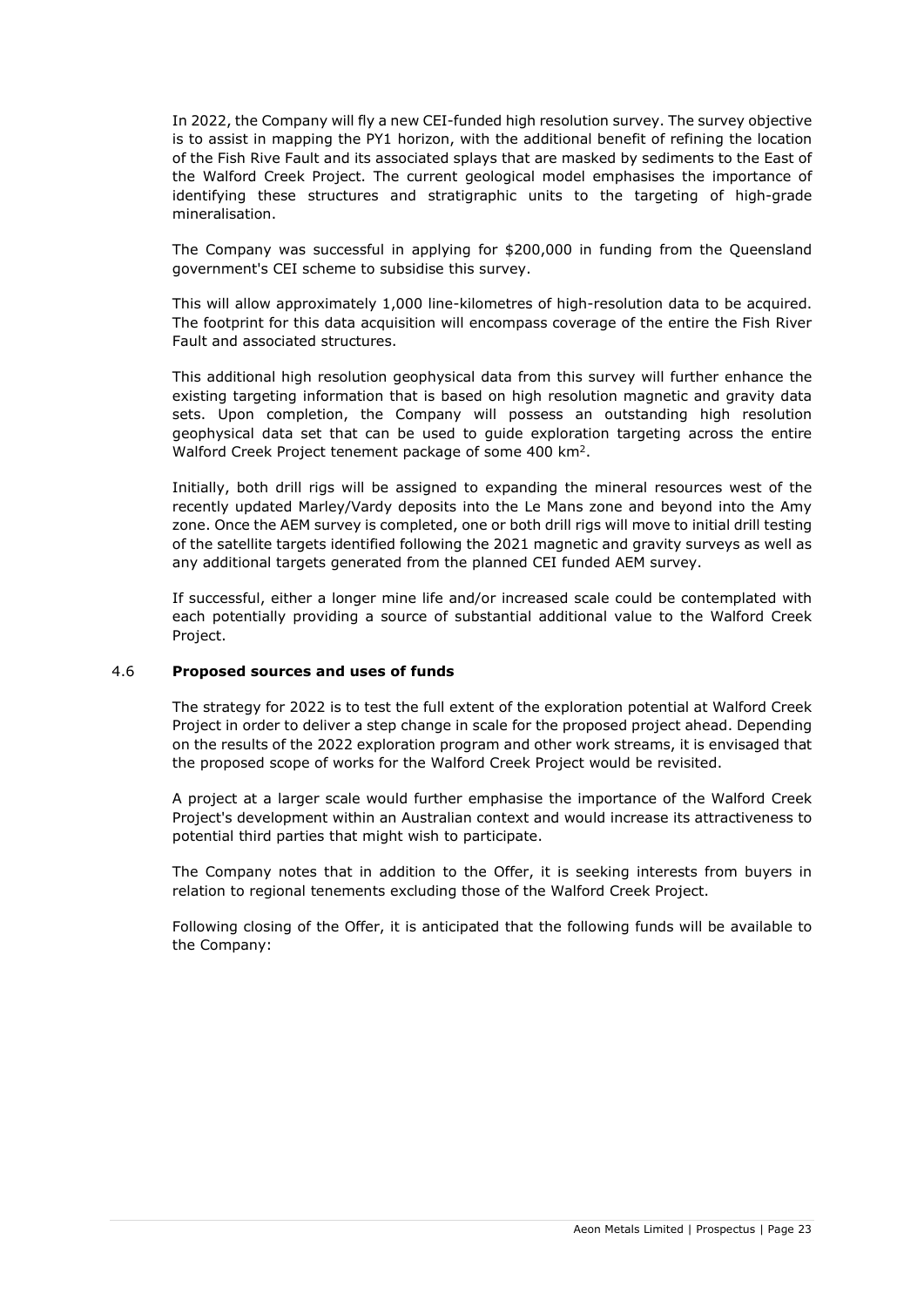In 2022, the Company will fly a new CEI-funded high resolution survey. The survey objective is to assist in mapping the PY1 horizon, with the additional benefit of refining the location of the Fish Rive Fault and its associated splays that are masked by sediments to the East of the Walford Creek Project. The current geological model emphasises the importance of identifying these structures and stratigraphic units to the targeting of high-grade mineralisation.

The Company was successful in applying for \$200,000 in funding from the Queensland government's CEI scheme to subsidise this survey.

This will allow approximately 1,000 line-kilometres of high-resolution data to be acquired. The footprint for this data acquisition will encompass coverage of the entire the Fish River Fault and associated structures.

This additional high resolution geophysical data from this survey will further enhance the existing targeting information that is based on high resolution magnetic and gravity data sets. Upon completion, the Company will possess an outstanding high resolution geophysical data set that can be used to guide exploration targeting across the entire Walford Creek Project tenement package of some 400 km$^2$.

Initially, both drill rigs will be assigned to expanding the mineral resources west of the recently updated Marley/Vardy deposits into the Le Mans zone and beyond into the Amy zone. Once the AEM survey is completed, one or both drill rigs will move to initial drill testing of the satellite targets identified following the 2021 magnetic and gravity surveys as well as any additional targets generated from the planned CEI funded AEM survey.

If successful, either a longer mine life and/or increased scale could be contemplated with each potentially providing a source of substantial additional value to the Walford Creek Project.

## 4.6 **Proposed sources and uses of funds**

The strategy for 2022 is to test the full extent of the exploration potential at Walford Creek Project in order to deliver a step change in scale for the proposed project ahead. Depending on the results of the 2022 exploration program and other work streams, it is envisaged that the proposed scope of works for the Walford Creek Project would be revisited.

A project at a larger scale would further emphasise the importance of the Walford Creek Project's development within an Australian context and would increase its attractiveness to potential third parties that might wish to participate.

The Company notes that in addition to the Offer, it is seeking interests from buyers in relation to regional tenements excluding those of the Walford Creek Project.

Following closing of the Offer, it is anticipated that the following funds will be available to the Company: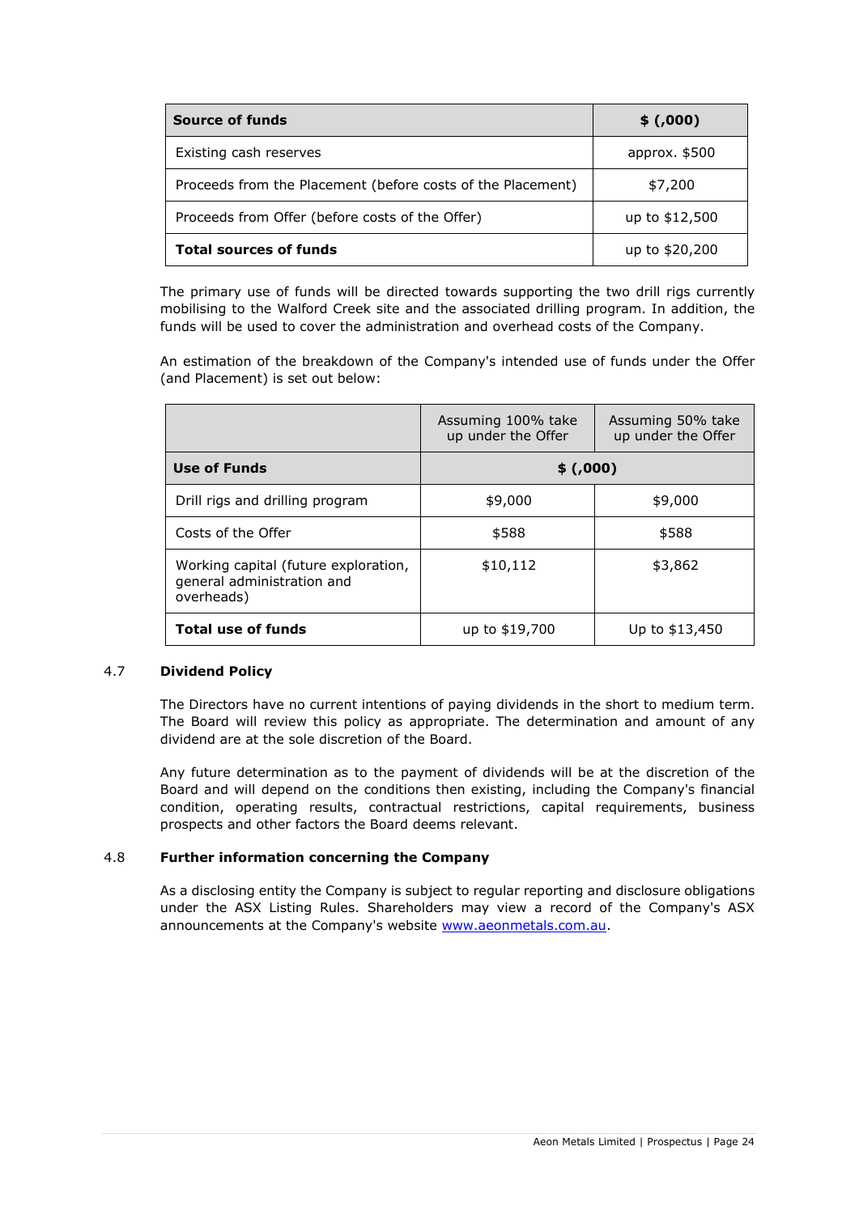| Source of funds | $ (,000) |
|---|---|
| Existing cash reserves | approx. $500 |
| Proceeds from the Placement (before costs of the Placement) | $7,200 |
| Proceeds from Offer (before costs of the Offer) | up to $12,500 |
| **Total sources of funds** | up to $20,200 |

The primary use of funds will be directed towards supporting the two drill rigs currently mobilising to the Walford Creek site and the associated drilling program. In addition, the funds will be used to cover the administration and overhead costs of the Company.

An estimation of the breakdown of the Company's intended use of funds under the Offer (and Placement) is set out below:

| | Assuming 100% take up under the Offer | Assuming 50% take up under the Offer |
|---|---|---|
| **Use of Funds** | **$ (,000)** | |
| Drill rigs and drilling program | $9,000 | $9,000 |
| Costs of the Offer | $588 | $588 |
| Working capital (future exploration, general administration and overheads) | $10,112 | $3,862 |
| **Total use of funds** | up to $19,700 | Up to $13,450 |

## 4.7 Dividend Policy

The Directors have no current intentions of paying dividends in the short to medium term. The Board will review this policy as appropriate. The determination and amount of any dividend are at the sole discretion of the Board.

Any future determination as to the payment of dividends will be at the discretion of the Board and will depend on the conditions then existing, including the Company's financial condition, operating results, contractual restrictions, capital requirements, business prospects and other factors the Board deems relevant.

## 4.8 Further information concerning the Company

As a disclosing entity the Company is subject to regular reporting and disclosure obligations under the ASX Listing Rules. Shareholders may view a record of the Company's ASX announcements at the Company's website www.aeonmetals.com.au.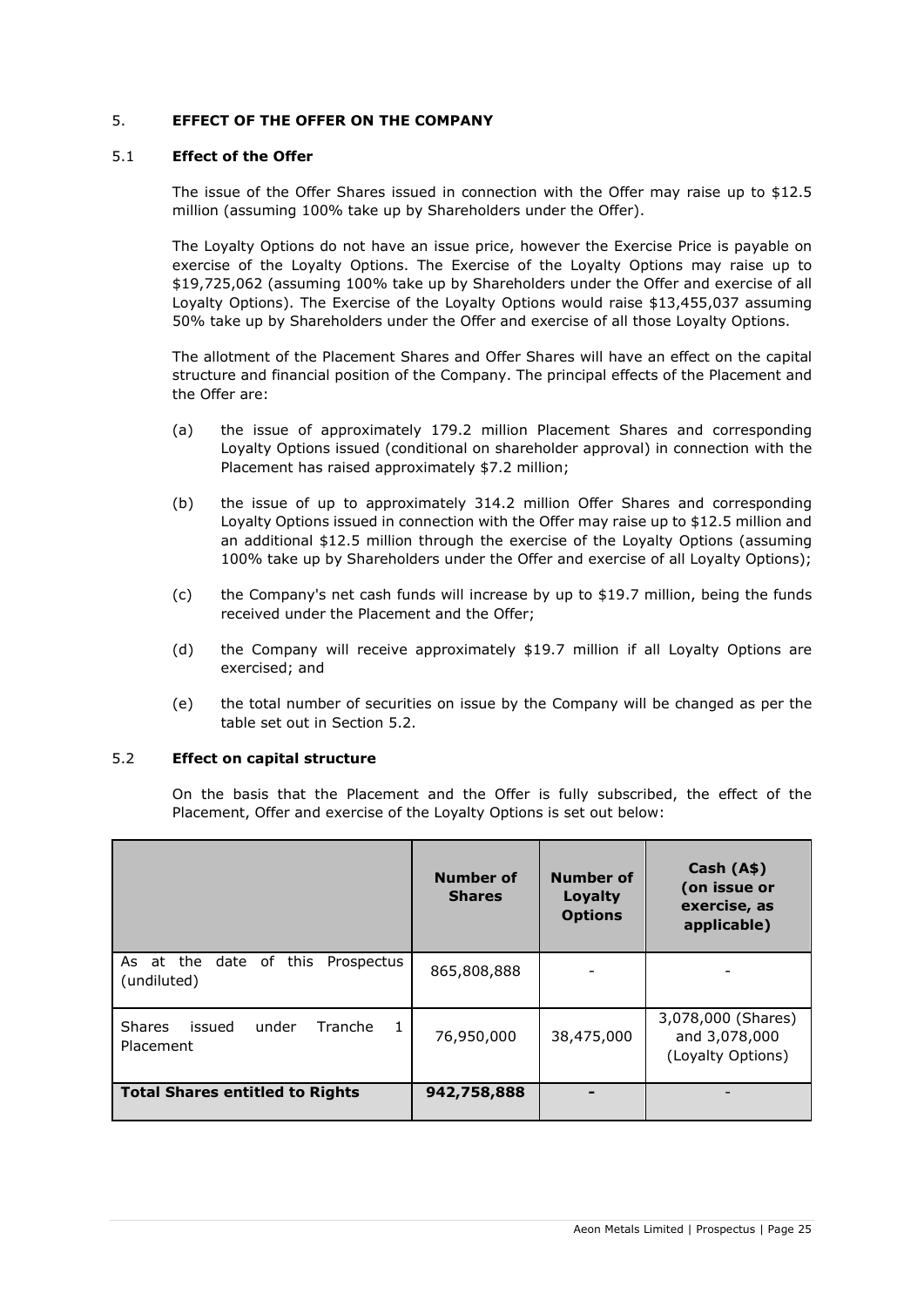## 5. EFFECT OF THE OFFER ON THE COMPANY

### 5.1 Effect of the Offer

The issue of the Offer Shares issued in connection with the Offer may raise up to $12.5 million (assuming 100% take up by Shareholders under the Offer).

The Loyalty Options do not have an issue price, however the Exercise Price is payable on exercise of the Loyalty Options. The Exercise of the Loyalty Options may raise up to $19,725,062 (assuming 100% take up by Shareholders under the Offer and exercise of all Loyalty Options). The Exercise of the Loyalty Options would raise $13,455,037 assuming 50% take up by Shareholders under the Offer and exercise of all those Loyalty Options.

The allotment of the Placement Shares and Offer Shares will have an effect on the capital structure and financial position of the Company. The principal effects of the Placement and the Offer are:

(a) the issue of approximately 179.2 million Placement Shares and corresponding Loyalty Options issued (conditional on shareholder approval) in connection with the Placement has raised approximately $7.2 million;

(b) the issue of up to approximately 314.2 million Offer Shares and corresponding Loyalty Options issued in connection with the Offer may raise up to $12.5 million and an additional $12.5 million through the exercise of the Loyalty Options (assuming 100% take up by Shareholders under the Offer and exercise of all Loyalty Options);

(c) the Company's net cash funds will increase by up to $19.7 million, being the funds received under the Placement and the Offer;

(d) the Company will receive approximately $19.7 million if all Loyalty Options are exercised; and

(e) the total number of securities on issue by the Company will be changed as per the table set out in Section 5.2.

### 5.2 Effect on capital structure

On the basis that the Placement and the Offer is fully subscribed, the effect of the Placement, Offer and exercise of the Loyalty Options is set out below:

| | Number of Shares | Number of Loyalty Options | Cash (A$) (on issue or exercise, as applicable) |
|---|---|---|---|
| As at the date of this Prospectus (undiluted) | 865,808,888 | - | - |
| Shares issued under Tranche 1 Placement | 76,950,000 | 38,475,000 | 3,078,000 (Shares) and 3,078,000 (Loyalty Options) |
| **Total Shares entitled to Rights** | **942,758,888** | **-** | - |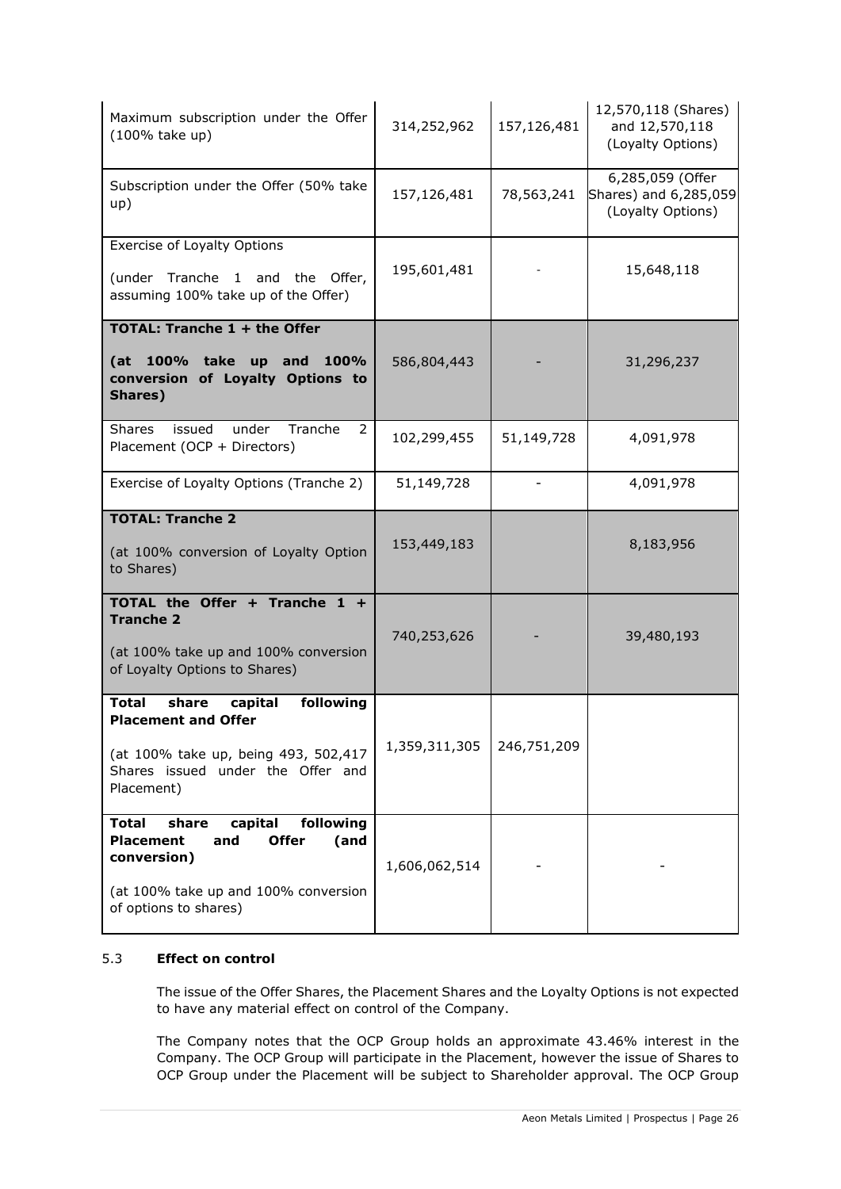| | | | |
|---|---|---|---|
| Maximum subscription under the Offer (100% take up) | 314,252,962 | 157,126,481 | 12,570,118 (Shares) and 12,570,118 (Loyalty Options) |
| Subscription under the Offer (50% take up) | 157,126,481 | 78,563,241 | 6,285,059 (Offer Shares) and 6,285,059 (Loyalty Options) |
| Exercise of Loyalty Options<br><br>(under Tranche 1 and the Offer, assuming 100% take up of the Offer) | 195,601,481 | - | 15,648,118 |
| **TOTAL: Tranche 1 + the Offer**<br><br>**(at 100% take up and 100% conversion of Loyalty Options to Shares)** | 586,804,443 | - | 31,296,237 |
| Shares issued under Tranche 2 Placement (OCP + Directors) | 102,299,455 | 51,149,728 | 4,091,978 |
| Exercise of Loyalty Options (Tranche 2) | 51,149,728 | - | 4,091,978 |
| **TOTAL: Tranche 2**<br><br>(at 100% conversion of Loyalty Option to Shares) | 153,449,183 | | 8,183,956 |
| **TOTAL the Offer + Tranche 1 + Tranche 2**<br><br>(at 100% take up and 100% conversion of Loyalty Options to Shares) | 740,253,626 | - | 39,480,193 |
| **Total share capital following Placement and Offer**<br><br>(at 100% take up, being 493, 502,417 Shares issued under the Offer and Placement) | 1,359,311,305 | 246,751,209 | |
| **Total share capital following Placement and Offer (and conversion)**<br><br>(at 100% take up and 100% conversion of options to shares) | 1,606,062,514 | - | - |

### 5.3 **Effect on control**

The issue of the Offer Shares, the Placement Shares and the Loyalty Options is not expected to have any material effect on control of the Company.

The Company notes that the OCP Group holds an approximate 43.46% interest in the Company. The OCP Group will participate in the Placement, however the issue of Shares to OCP Group under the Placement will be subject to Shareholder approval. The OCP Group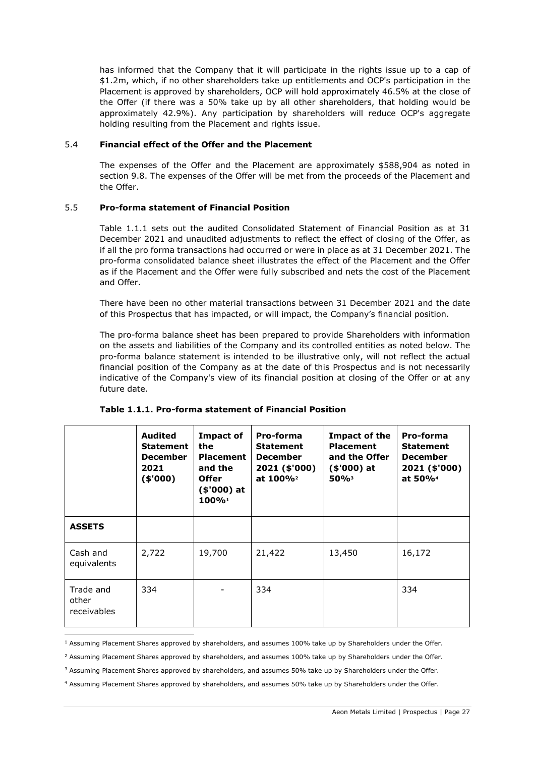has informed that the Company that it will participate in the rights issue up to a cap of $1.2m, which, if no other shareholders take up entitlements and OCP's participation in the Placement is approved by shareholders, OCP will hold approximately 46.5% at the close of the Offer (if there was a 50% take up by all other shareholders, that holding would be approximately 42.9%). Any participation by shareholders will reduce OCP's aggregate holding resulting from the Placement and rights issue.

### 5.4 **Financial effect of the Offer and the Placement**

The expenses of the Offer and the Placement are approximately $588,904 as noted in section 9.8. The expenses of the Offer will be met from the proceeds of the Placement and the Offer.

### 5.5 **Pro-forma statement of Financial Position**

Table 1.1.1 sets out the audited Consolidated Statement of Financial Position as at 31 December 2021 and unaudited adjustments to reflect the effect of closing of the Offer, as if all the pro forma transactions had occurred or were in place as at 31 December 2021. The pro-forma consolidated balance sheet illustrates the effect of the Placement and the Offer as if the Placement and the Offer were fully subscribed and nets the cost of the Placement and Offer.

There have been no other material transactions between 31 December 2021 and the date of this Prospectus that has impacted, or will impact, the Company's financial position.

The pro-forma balance sheet has been prepared to provide Shareholders with information on the assets and liabilities of the Company and its controlled entities as noted below. The pro-forma balance statement is intended to be illustrative only, will not reflect the actual financial position of the Company as at the date of this Prospectus and is not necessarily indicative of the Company's view of its financial position at closing of the Offer or at any future date.

**Table 1.1.1. Pro-forma statement of Financial Position**

| | **Audited Statement December 2021 ($'000)** | **Impact of the Placement and the Offer ($'000) at 100%[1]** | **Pro-forma Statement December 2021 ($'000) at 100%[2]** | **Impact of the Placement and the Offer ($'000) at 50%[3]** | **Pro-forma Statement December 2021 ($'000) at 50%[4]** |
|---|---|---|---|---|---|
| **ASSETS** | | | | | |
| Cash and equivalents | 2,722 | 19,700 | 21,422 | 13,450 | 16,172 |
| Trade and other receivables | 334 | - | 334 | | 334 |

[1] Assuming Placement Shares approved by shareholders, and assumes 100% take up by Shareholders under the Offer.

[2] Assuming Placement Shares approved by shareholders, and assumes 100% take up by Shareholders under the Offer.

[3] Assuming Placement Shares approved by shareholders, and assumes 50% take up by Shareholders under the Offer.

[4] Assuming Placement Shares approved by shareholders, and assumes 50% take up by Shareholders under the Offer.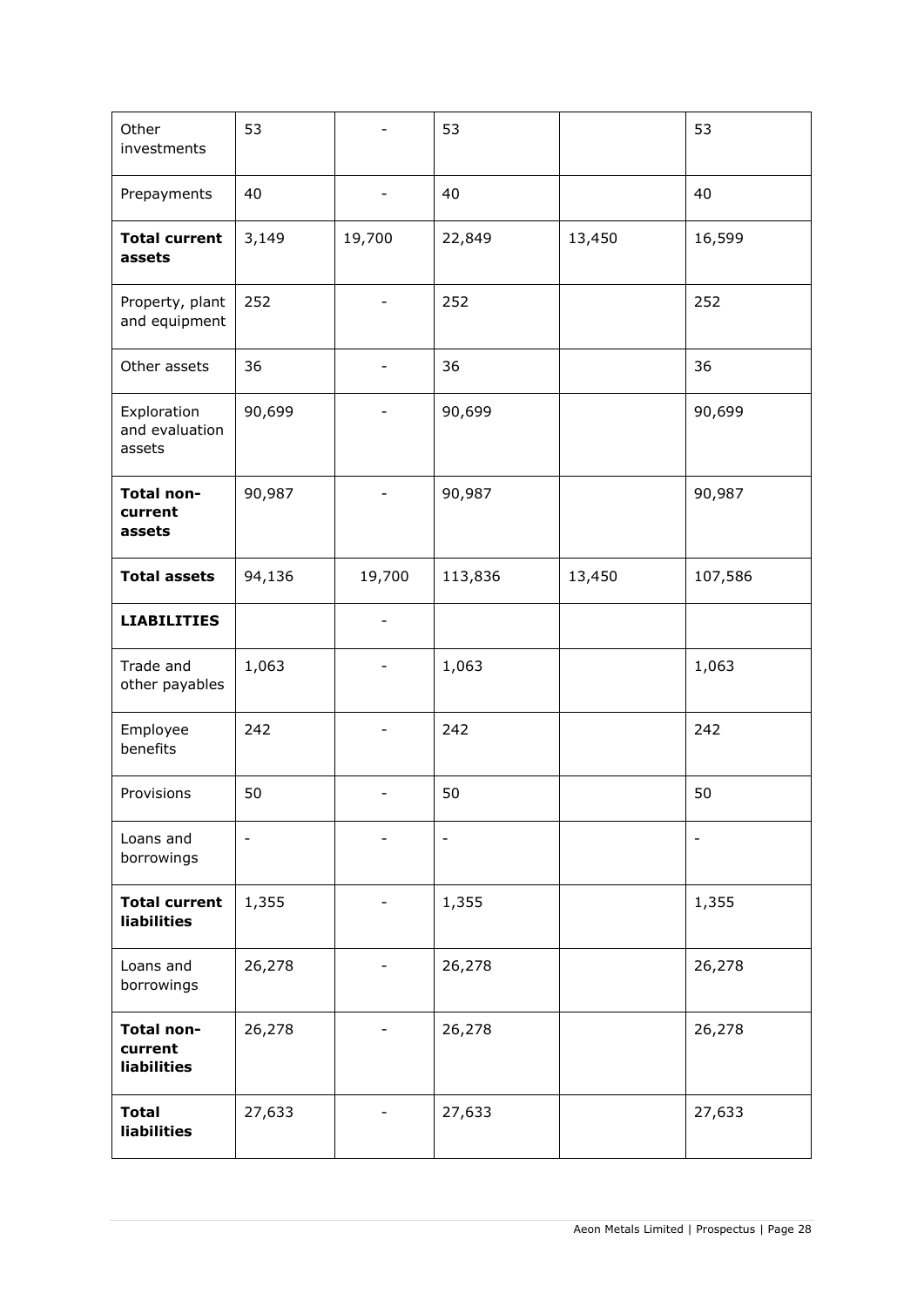| | | | | | |
|---|---|---|---|---|---|
| Other investments | 53 | - | 53 | | 53 |
| Prepayments | 40 | - | 40 | | 40 |
| **Total current assets** | 3,149 | 19,700 | 22,849 | 13,450 | 16,599 |
| Property, plant and equipment | 252 | - | 252 | | 252 |
| Other assets | 36 | - | 36 | | 36 |
| Exploration and evaluation assets | 90,699 | - | 90,699 | | 90,699 |
| **Total non-current assets** | 90,987 | - | 90,987 | | 90,987 |
| **Total assets** | 94,136 | 19,700 | 113,836 | 13,450 | 107,586 |
| **LIABILITIES** | | - | | | |
| Trade and other payables | 1,063 | - | 1,063 | | 1,063 |
| Employee benefits | 242 | - | 242 | | 242 |
| Provisions | 50 | - | 50 | | 50 |
| Loans and borrowings | - | - | - | | - |
| **Total current liabilities** | 1,355 | - | 1,355 | | 1,355 |
| Loans and borrowings | 26,278 | - | 26,278 | | 26,278 |
| **Total non-current liabilities** | 26,278 | - | 26,278 | | 26,278 |
| **Total liabilities** | 27,633 | - | 27,633 | | 27,633 |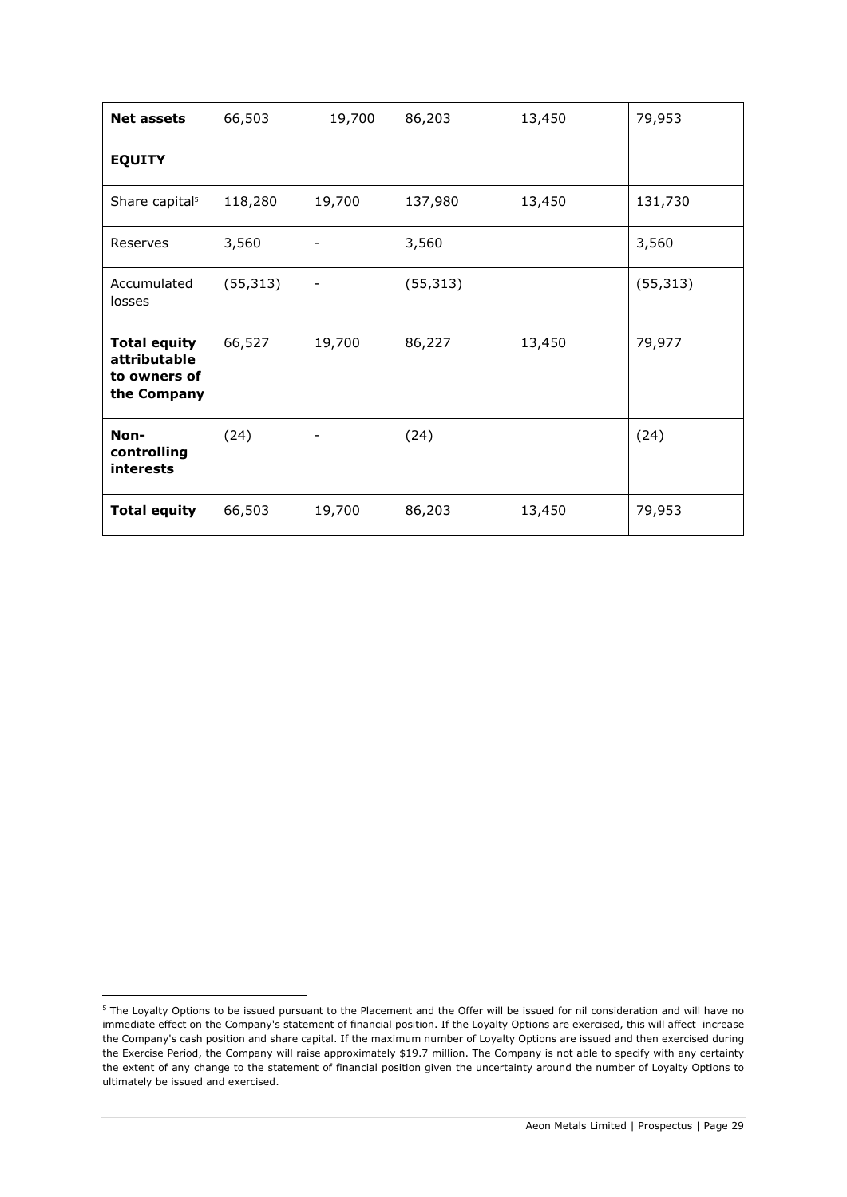| **Net assets** | 66,503 | 19,700 | 86,203 | 13,450 | 79,953 |
|---|---|---|---|---|---|
| **EQUITY** | | | | | |
| Share capital[5] | 118,280 | 19,700 | 137,980 | 13,450 | 131,730 |
| Reserves | 3,560 | - | 3,560 | | 3,560 |
| Accumulated losses | (55,313) | - | (55,313) | | (55,313) |
| **Total equity attributable to owners of the Company** | 66,527 | 19,700 | 86,227 | 13,450 | 79,977 |
| **Non-controlling interests** | (24) | - | (24) | | (24) |
| **Total equity** | 66,503 | 19,700 | 86,203 | 13,450 | 79,953 |

[5] The Loyalty Options to be issued pursuant to the Placement and the Offer will be issued for nil consideration and will have no immediate effect on the Company's statement of financial position. If the Loyalty Options are exercised, this will affect increase the Company's cash position and share capital. If the maximum number of Loyalty Options are issued and then exercised during the Exercise Period, the Company will raise approximately $19.7 million. The Company is not able to specify with any certainty the extent of any change to the statement of financial position given the uncertainty around the number of Loyalty Options to ultimately be issued and exercised.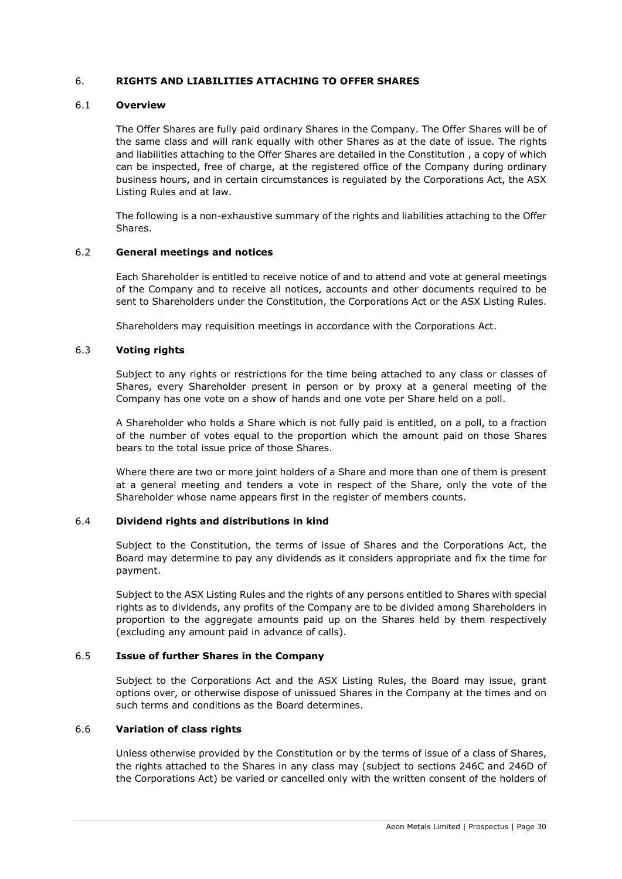## 6. RIGHTS AND LIABILITIES ATTACHING TO OFFER SHARES

### 6.1 Overview

The Offer Shares are fully paid ordinary Shares in the Company. The Offer Shares will be of the same class and will rank equally with other Shares as at the date of issue. The rights and liabilities attaching to the Offer Shares are detailed in the Constitution , a copy of which can be inspected, free of charge, at the registered office of the Company during ordinary business hours, and in certain circumstances is regulated by the Corporations Act, the ASX Listing Rules and at law.

The following is a non-exhaustive summary of the rights and liabilities attaching to the Offer Shares.

### 6.2 General meetings and notices

Each Shareholder is entitled to receive notice of and to attend and vote at general meetings of the Company and to receive all notices, accounts and other documents required to be sent to Shareholders under the Constitution, the Corporations Act or the ASX Listing Rules.

Shareholders may requisition meetings in accordance with the Corporations Act.

### 6.3 Voting rights

Subject to any rights or restrictions for the time being attached to any class or classes of Shares, every Shareholder present in person or by proxy at a general meeting of the Company has one vote on a show of hands and one vote per Share held on a poll.

A Shareholder who holds a Share which is not fully paid is entitled, on a poll, to a fraction of the number of votes equal to the proportion which the amount paid on those Shares bears to the total issue price of those Shares.

Where there are two or more joint holders of a Share and more than one of them is present at a general meeting and tenders a vote in respect of the Share, only the vote of the Shareholder whose name appears first in the register of members counts.

### 6.4 Dividend rights and distributions in kind

Subject to the Constitution, the terms of issue of Shares and the Corporations Act, the Board may determine to pay any dividends as it considers appropriate and fix the time for payment.

Subject to the ASX Listing Rules and the rights of any persons entitled to Shares with special rights as to dividends, any profits of the Company are to be divided among Shareholders in proportion to the aggregate amounts paid up on the Shares held by them respectively (excluding any amount paid in advance of calls).

### 6.5 Issue of further Shares in the Company

Subject to the Corporations Act and the ASX Listing Rules, the Board may issue, grant options over, or otherwise dispose of unissued Shares in the Company at the times and on such terms and conditions as the Board determines.

### 6.6 Variation of class rights

Unless otherwise provided by the Constitution or by the terms of issue of a class of Shares, the rights attached to the Shares in any class may (subject to sections 246C and 246D of the Corporations Act) be varied or cancelled only with the written consent of the holders of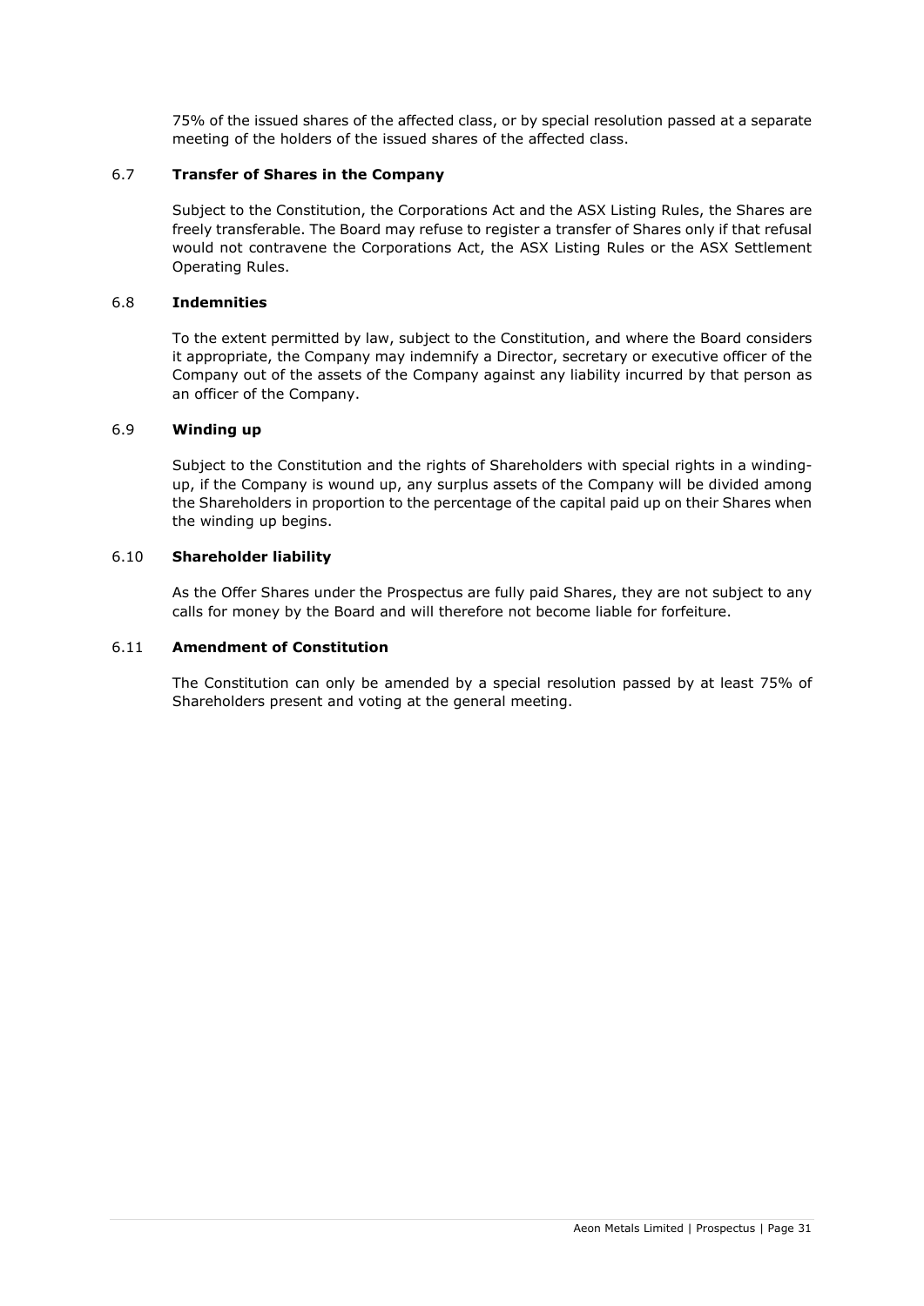75% of the issued shares of the affected class, or by special resolution passed at a separate meeting of the holders of the issued shares of the affected class.

### 6.7 **Transfer of Shares in the Company**

Subject to the Constitution, the Corporations Act and the ASX Listing Rules, the Shares are freely transferable. The Board may refuse to register a transfer of Shares only if that refusal would not contravene the Corporations Act, the ASX Listing Rules or the ASX Settlement Operating Rules.

### 6.8 **Indemnities**

To the extent permitted by law, subject to the Constitution, and where the Board considers it appropriate, the Company may indemnify a Director, secretary or executive officer of the Company out of the assets of the Company against any liability incurred by that person as an officer of the Company.

### 6.9 **Winding up**

Subject to the Constitution and the rights of Shareholders with special rights in a winding-up, if the Company is wound up, any surplus assets of the Company will be divided among the Shareholders in proportion to the percentage of the capital paid up on their Shares when the winding up begins.

### 6.10 **Shareholder liability**

As the Offer Shares under the Prospectus are fully paid Shares, they are not subject to any calls for money by the Board and will therefore not become liable for forfeiture.

### 6.11 **Amendment of Constitution**

The Constitution can only be amended by a special resolution passed by at least 75% of Shareholders present and voting at the general meeting.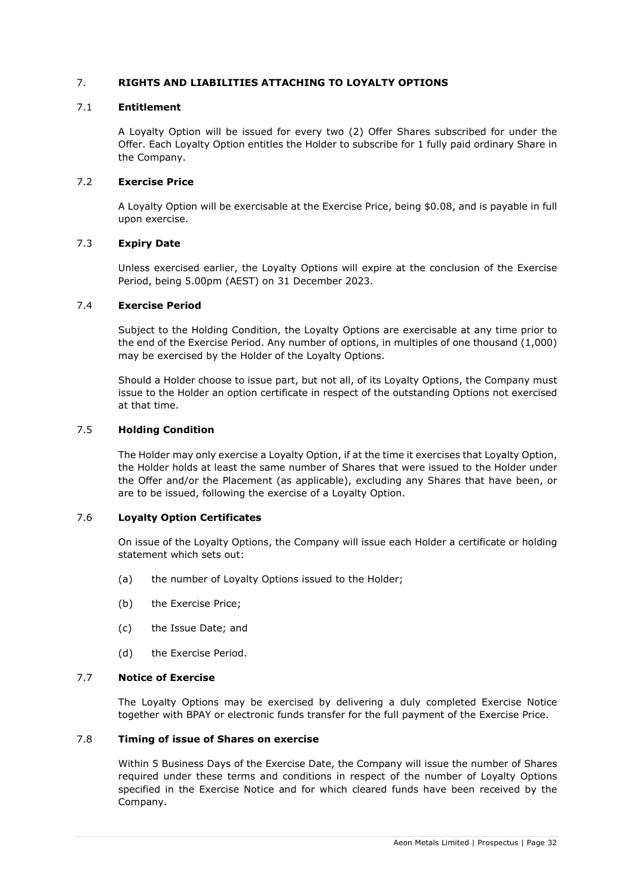## 7. RIGHTS AND LIABILITIES ATTACHING TO LOYALTY OPTIONS

### 7.1 Entitlement

A Loyalty Option will be issued for every two (2) Offer Shares subscribed for under the Offer. Each Loyalty Option entitles the Holder to subscribe for 1 fully paid ordinary Share in the Company.

### 7.2 Exercise Price

A Loyalty Option will be exercisable at the Exercise Price, being $0.08, and is payable in full upon exercise.

### 7.3 Expiry Date

Unless exercised earlier, the Loyalty Options will expire at the conclusion of the Exercise Period, being 5.00pm (AEST) on 31 December 2023.

### 7.4 Exercise Period

Subject to the Holding Condition, the Loyalty Options are exercisable at any time prior to the end of the Exercise Period. Any number of options, in multiples of one thousand (1,000) may be exercised by the Holder of the Loyalty Options.

Should a Holder choose to issue part, but not all, of its Loyalty Options, the Company must issue to the Holder an option certificate in respect of the outstanding Options not exercised at that time.

### 7.5 Holding Condition

The Holder may only exercise a Loyalty Option, if at the time it exercises that Loyalty Option, the Holder holds at least the same number of Shares that were issued to the Holder under the Offer and/or the Placement (as applicable), excluding any Shares that have been, or are to be issued, following the exercise of a Loyalty Option.

### 7.6 Loyalty Option Certificates

On issue of the Loyalty Options, the Company will issue each Holder a certificate or holding statement which sets out:

(a) the number of Loyalty Options issued to the Holder;

(b) the Exercise Price;

(c) the Issue Date; and

(d) the Exercise Period.

### 7.7 Notice of Exercise

The Loyalty Options may be exercised by delivering a duly completed Exercise Notice together with BPAY or electronic funds transfer for the full payment of the Exercise Price.

### 7.8 Timing of issue of Shares on exercise

Within 5 Business Days of the Exercise Date, the Company will issue the number of Shares required under these terms and conditions in respect of the number of Loyalty Options specified in the Exercise Notice and for which cleared funds have been received by the Company.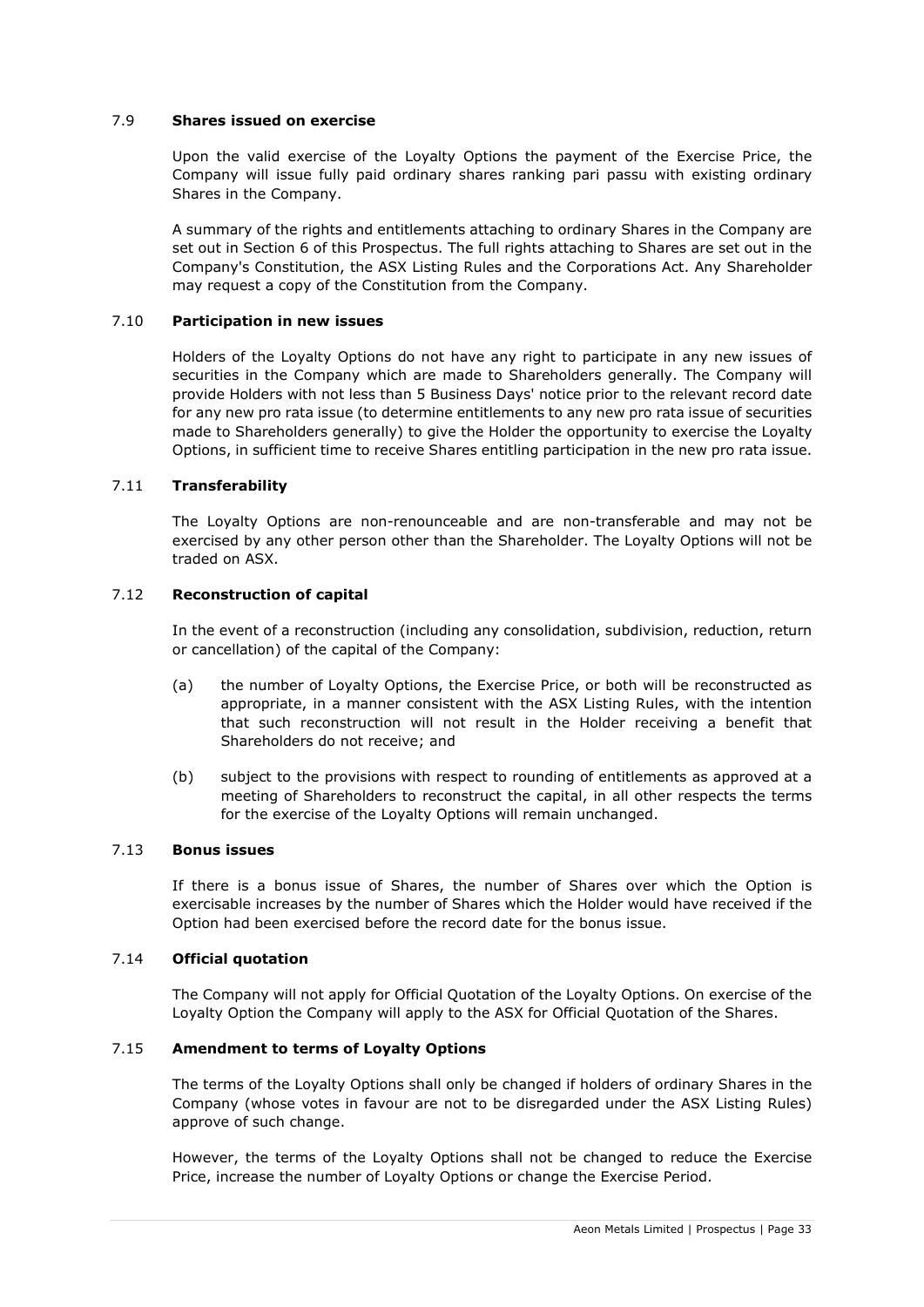### 7.9 **Shares issued on exercise**

Upon the valid exercise of the Loyalty Options the payment of the Exercise Price, the Company will issue fully paid ordinary shares ranking pari passu with existing ordinary Shares in the Company.

A summary of the rights and entitlements attaching to ordinary Shares in the Company are set out in Section 6 of this Prospectus. The full rights attaching to Shares are set out in the Company's Constitution, the ASX Listing Rules and the Corporations Act. Any Shareholder may request a copy of the Constitution from the Company.

### 7.10 **Participation in new issues**

Holders of the Loyalty Options do not have any right to participate in any new issues of securities in the Company which are made to Shareholders generally. The Company will provide Holders with not less than 5 Business Days' notice prior to the relevant record date for any new pro rata issue (to determine entitlements to any new pro rata issue of securities made to Shareholders generally) to give the Holder the opportunity to exercise the Loyalty Options, in sufficient time to receive Shares entitling participation in the new pro rata issue.

### 7.11 **Transferability**

The Loyalty Options are non-renounceable and are non-transferable and may not be exercised by any other person other than the Shareholder. The Loyalty Options will not be traded on ASX.

### 7.12 **Reconstruction of capital**

In the event of a reconstruction (including any consolidation, subdivision, reduction, return or cancellation) of the capital of the Company:

(a) the number of Loyalty Options, the Exercise Price, or both will be reconstructed as appropriate, in a manner consistent with the ASX Listing Rules, with the intention that such reconstruction will not result in the Holder receiving a benefit that Shareholders do not receive; and

(b) subject to the provisions with respect to rounding of entitlements as approved at a meeting of Shareholders to reconstruct the capital, in all other respects the terms for the exercise of the Loyalty Options will remain unchanged.

### 7.13 **Bonus issues**

If there is a bonus issue of Shares, the number of Shares over which the Option is exercisable increases by the number of Shares which the Holder would have received if the Option had been exercised before the record date for the bonus issue.

### 7.14 **Official quotation**

The Company will not apply for Official Quotation of the Loyalty Options. On exercise of the Loyalty Option the Company will apply to the ASX for Official Quotation of the Shares.

### 7.15 **Amendment to terms of Loyalty Options**

The terms of the Loyalty Options shall only be changed if holders of ordinary Shares in the Company (whose votes in favour are not to be disregarded under the ASX Listing Rules) approve of such change.

However, the terms of the Loyalty Options shall not be changed to reduce the Exercise Price, increase the number of Loyalty Options or change the Exercise Period.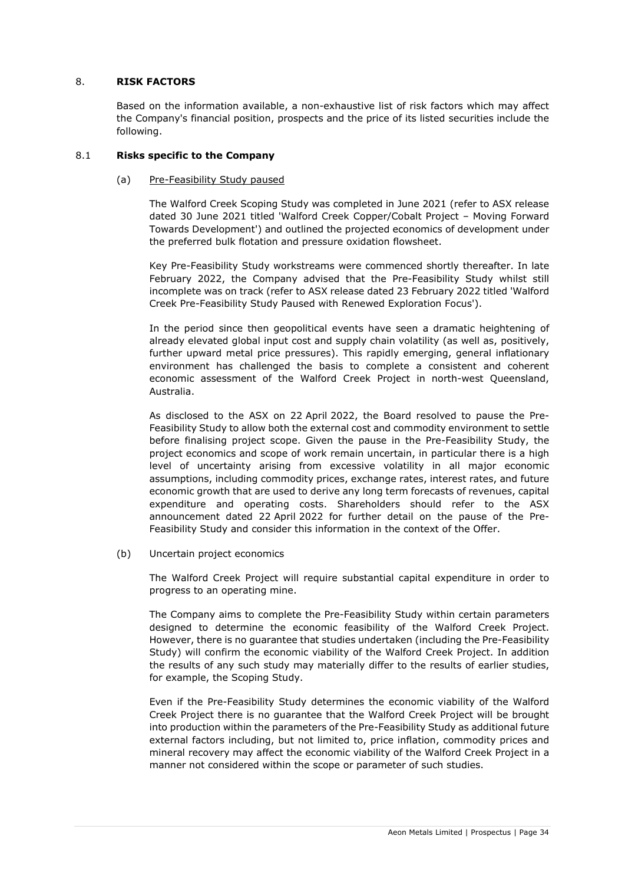## 8. RISK FACTORS

Based on the information available, a non-exhaustive list of risk factors which may affect the Company's financial position, prospects and the price of its listed securities include the following.

### 8.1 Risks specific to the Company

(a) Pre-Feasibility Study paused

The Walford Creek Scoping Study was completed in June 2021 (refer to ASX release dated 30 June 2021 titled 'Walford Creek Copper/Cobalt Project – Moving Forward Towards Development') and outlined the projected economics of development under the preferred bulk flotation and pressure oxidation flowsheet.

Key Pre-Feasibility Study workstreams were commenced shortly thereafter. In late February 2022, the Company advised that the Pre-Feasibility Study whilst still incomplete was on track (refer to ASX release dated 23 February 2022 titled 'Walford Creek Pre-Feasibility Study Paused with Renewed Exploration Focus').

In the period since then geopolitical events have seen a dramatic heightening of already elevated global input cost and supply chain volatility (as well as, positively, further upward metal price pressures). This rapidly emerging, general inflationary environment has challenged the basis to complete a consistent and coherent economic assessment of the Walford Creek Project in north-west Queensland, Australia.

As disclosed to the ASX on 22 April 2022, the Board resolved to pause the Pre-Feasibility Study to allow both the external cost and commodity environment to settle before finalising project scope. Given the pause in the Pre-Feasibility Study, the project economics and scope of work remain uncertain, in particular there is a high level of uncertainty arising from excessive volatility in all major economic assumptions, including commodity prices, exchange rates, interest rates, and future economic growth that are used to derive any long term forecasts of revenues, capital expenditure and operating costs. Shareholders should refer to the ASX announcement dated 22 April 2022 for further detail on the pause of the Pre-Feasibility Study and consider this information in the context of the Offer.

(b) Uncertain project economics

The Walford Creek Project will require substantial capital expenditure in order to progress to an operating mine.

The Company aims to complete the Pre-Feasibility Study within certain parameters designed to determine the economic feasibility of the Walford Creek Project. However, there is no guarantee that studies undertaken (including the Pre-Feasibility Study) will confirm the economic viability of the Walford Creek Project. In addition the results of any such study may materially differ to the results of earlier studies, for example, the Scoping Study.

Even if the Pre-Feasibility Study determines the economic viability of the Walford Creek Project there is no guarantee that the Walford Creek Project will be brought into production within the parameters of the Pre-Feasibility Study as additional future external factors including, but not limited to, price inflation, commodity prices and mineral recovery may affect the economic viability of the Walford Creek Project in a manner not considered within the scope or parameter of such studies.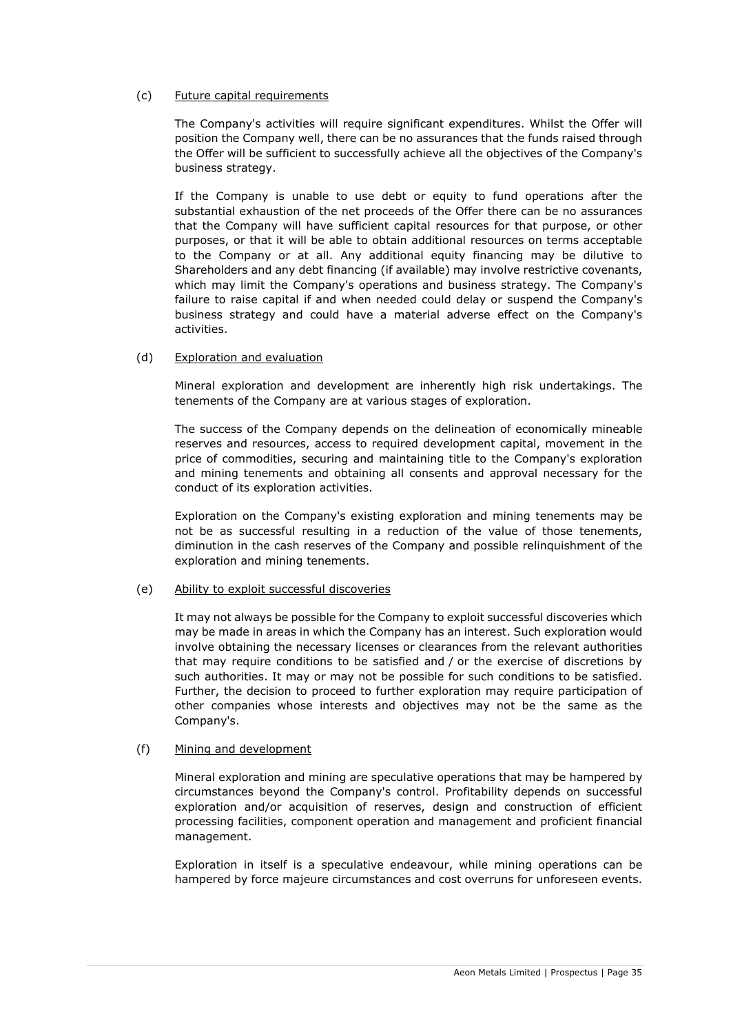(c) <u>Future capital requirements</u>

The Company's activities will require significant expenditures. Whilst the Offer will position the Company well, there can be no assurances that the funds raised through the Offer will be sufficient to successfully achieve all the objectives of the Company's business strategy.

If the Company is unable to use debt or equity to fund operations after the substantial exhaustion of the net proceeds of the Offer there can be no assurances that the Company will have sufficient capital resources for that purpose, or other purposes, or that it will be able to obtain additional resources on terms acceptable to the Company or at all. Any additional equity financing may be dilutive to Shareholders and any debt financing (if available) may involve restrictive covenants, which may limit the Company's operations and business strategy. The Company's failure to raise capital if and when needed could delay or suspend the Company's business strategy and could have a material adverse effect on the Company's activities.

(d) <u>Exploration and evaluation</u>

Mineral exploration and development are inherently high risk undertakings. The tenements of the Company are at various stages of exploration.

The success of the Company depends on the delineation of economically mineable reserves and resources, access to required development capital, movement in the price of commodities, securing and maintaining title to the Company's exploration and mining tenements and obtaining all consents and approval necessary for the conduct of its exploration activities.

Exploration on the Company's existing exploration and mining tenements may be not be as successful resulting in a reduction of the value of those tenements, diminution in the cash reserves of the Company and possible relinquishment of the exploration and mining tenements.

(e) <u>Ability to exploit successful discoveries</u>

It may not always be possible for the Company to exploit successful discoveries which may be made in areas in which the Company has an interest. Such exploration would involve obtaining the necessary licenses or clearances from the relevant authorities that may require conditions to be satisfied and / or the exercise of discretions by such authorities. It may or may not be possible for such conditions to be satisfied. Further, the decision to proceed to further exploration may require participation of other companies whose interests and objectives may not be the same as the Company's.

(f) <u>Mining and development</u>

Mineral exploration and mining are speculative operations that may be hampered by circumstances beyond the Company's control. Profitability depends on successful exploration and/or acquisition of reserves, design and construction of efficient processing facilities, component operation and management and proficient financial management.

Exploration in itself is a speculative endeavour, while mining operations can be hampered by force majeure circumstances and cost overruns for unforeseen events.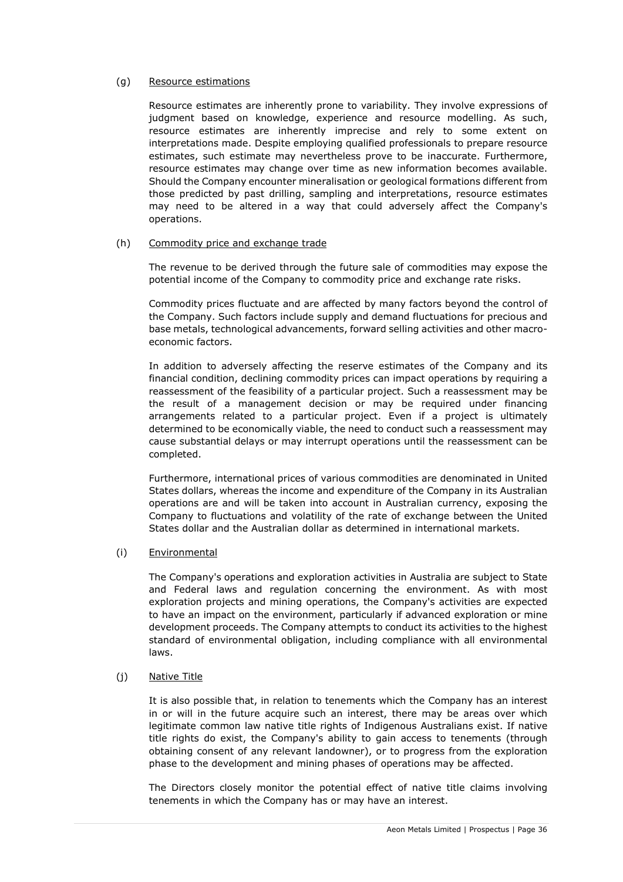(g) Resource estimations

Resource estimates are inherently prone to variability. They involve expressions of judgment based on knowledge, experience and resource modelling. As such, resource estimates are inherently imprecise and rely to some extent on interpretations made. Despite employing qualified professionals to prepare resource estimates, such estimate may nevertheless prove to be inaccurate. Furthermore, resource estimates may change over time as new information becomes available. Should the Company encounter mineralisation or geological formations different from those predicted by past drilling, sampling and interpretations, resource estimates may need to be altered in a way that could adversely affect the Company's operations.

(h) Commodity price and exchange trade

The revenue to be derived through the future sale of commodities may expose the potential income of the Company to commodity price and exchange rate risks.

Commodity prices fluctuate and are affected by many factors beyond the control of the Company. Such factors include supply and demand fluctuations for precious and base metals, technological advancements, forward selling activities and other macro-economic factors.

In addition to adversely affecting the reserve estimates of the Company and its financial condition, declining commodity prices can impact operations by requiring a reassessment of the feasibility of a particular project. Such a reassessment may be the result of a management decision or may be required under financing arrangements related to a particular project. Even if a project is ultimately determined to be economically viable, the need to conduct such a reassessment may cause substantial delays or may interrupt operations until the reassessment can be completed.

Furthermore, international prices of various commodities are denominated in United States dollars, whereas the income and expenditure of the Company in its Australian operations are and will be taken into account in Australian currency, exposing the Company to fluctuations and volatility of the rate of exchange between the United States dollar and the Australian dollar as determined in international markets.

(i) Environmental

The Company's operations and exploration activities in Australia are subject to State and Federal laws and regulation concerning the environment. As with most exploration projects and mining operations, the Company's activities are expected to have an impact on the environment, particularly if advanced exploration or mine development proceeds. The Company attempts to conduct its activities to the highest standard of environmental obligation, including compliance with all environmental laws.

(j) Native Title

It is also possible that, in relation to tenements which the Company has an interest in or will in the future acquire such an interest, there may be areas over which legitimate common law native title rights of Indigenous Australians exist. If native title rights do exist, the Company's ability to gain access to tenements (through obtaining consent of any relevant landowner), or to progress from the exploration phase to the development and mining phases of operations may be affected.

The Directors closely monitor the potential effect of native title claims involving tenements in which the Company has or may have an interest.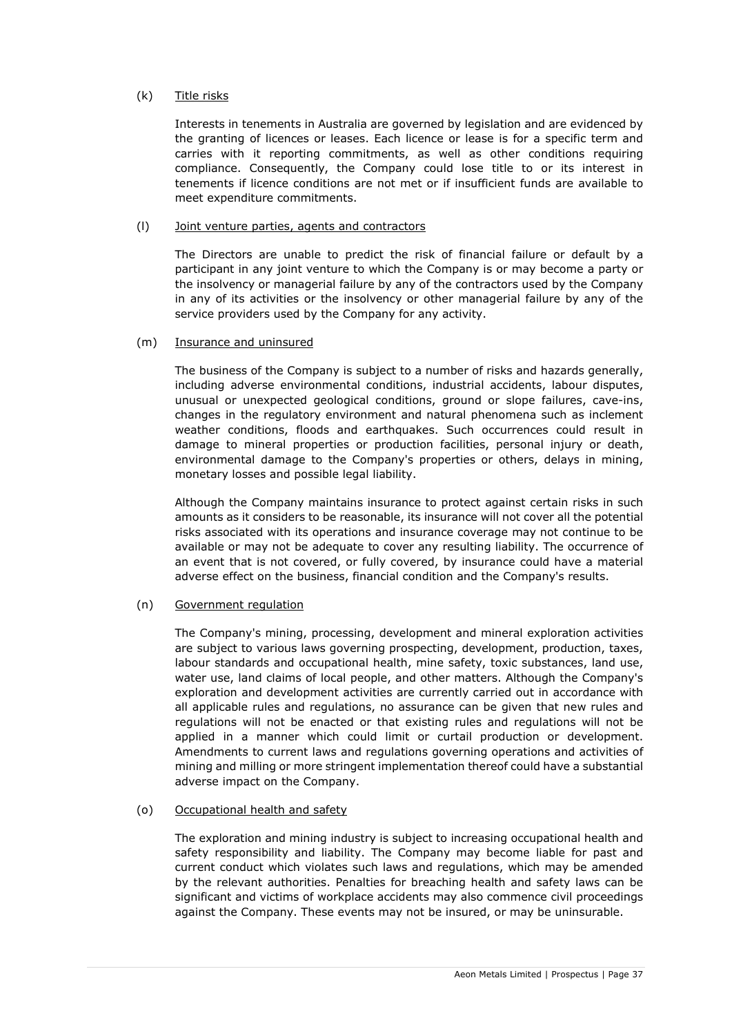(k) Title risks

Interests in tenements in Australia are governed by legislation and are evidenced by the granting of licences or leases. Each licence or lease is for a specific term and carries with it reporting commitments, as well as other conditions requiring compliance. Consequently, the Company could lose title to or its interest in tenements if licence conditions are not met or if insufficient funds are available to meet expenditure commitments.

(l) Joint venture parties, agents and contractors

The Directors are unable to predict the risk of financial failure or default by a participant in any joint venture to which the Company is or may become a party or the insolvency or managerial failure by any of the contractors used by the Company in any of its activities or the insolvency or other managerial failure by any of the service providers used by the Company for any activity.

(m) Insurance and uninsured

The business of the Company is subject to a number of risks and hazards generally, including adverse environmental conditions, industrial accidents, labour disputes, unusual or unexpected geological conditions, ground or slope failures, cave-ins, changes in the regulatory environment and natural phenomena such as inclement weather conditions, floods and earthquakes. Such occurrences could result in damage to mineral properties or production facilities, personal injury or death, environmental damage to the Company's properties or others, delays in mining, monetary losses and possible legal liability.

Although the Company maintains insurance to protect against certain risks in such amounts as it considers to be reasonable, its insurance will not cover all the potential risks associated with its operations and insurance coverage may not continue to be available or may not be adequate to cover any resulting liability. The occurrence of an event that is not covered, or fully covered, by insurance could have a material adverse effect on the business, financial condition and the Company's results.

(n) Government regulation

The Company's mining, processing, development and mineral exploration activities are subject to various laws governing prospecting, development, production, taxes, labour standards and occupational health, mine safety, toxic substances, land use, water use, land claims of local people, and other matters. Although the Company's exploration and development activities are currently carried out in accordance with all applicable rules and regulations, no assurance can be given that new rules and regulations will not be enacted or that existing rules and regulations will not be applied in a manner which could limit or curtail production or development. Amendments to current laws and regulations governing operations and activities of mining and milling or more stringent implementation thereof could have a substantial adverse impact on the Company.

(o) Occupational health and safety

The exploration and mining industry is subject to increasing occupational health and safety responsibility and liability. The Company may become liable for past and current conduct which violates such laws and regulations, which may be amended by the relevant authorities. Penalties for breaching health and safety laws can be significant and victims of workplace accidents may also commence civil proceedings against the Company. These events may not be insured, or may be uninsurable.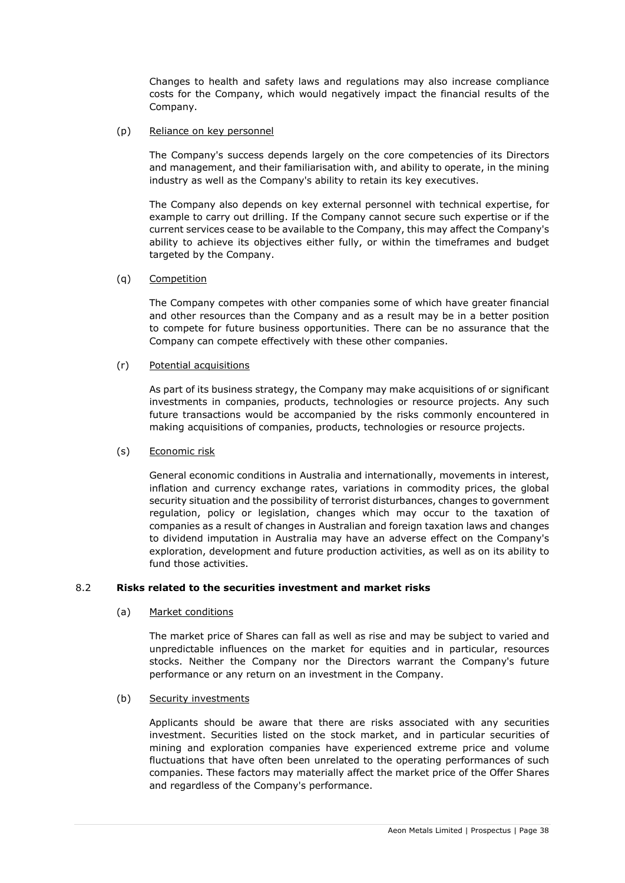Changes to health and safety laws and regulations may also increase compliance costs for the Company, which would negatively impact the financial results of the Company.

(p) Reliance on key personnel

The Company's success depends largely on the core competencies of its Directors and management, and their familiarisation with, and ability to operate, in the mining industry as well as the Company's ability to retain its key executives.

The Company also depends on key external personnel with technical expertise, for example to carry out drilling. If the Company cannot secure such expertise or if the current services cease to be available to the Company, this may affect the Company's ability to achieve its objectives either fully, or within the timeframes and budget targeted by the Company.

(q) Competition

The Company competes with other companies some of which have greater financial and other resources than the Company and as a result may be in a better position to compete for future business opportunities. There can be no assurance that the Company can compete effectively with these other companies.

(r) Potential acquisitions

As part of its business strategy, the Company may make acquisitions of or significant investments in companies, products, technologies or resource projects. Any such future transactions would be accompanied by the risks commonly encountered in making acquisitions of companies, products, technologies or resource projects.

(s) Economic risk

General economic conditions in Australia and internationally, movements in interest, inflation and currency exchange rates, variations in commodity prices, the global security situation and the possibility of terrorist disturbances, changes to government regulation, policy or legislation, changes which may occur to the taxation of companies as a result of changes in Australian and foreign taxation laws and changes to dividend imputation in Australia may have an adverse effect on the Company's exploration, development and future production activities, as well as on its ability to fund those activities.

## 8.2 Risks related to the securities investment and market risks

(a) Market conditions

The market price of Shares can fall as well as rise and may be subject to varied and unpredictable influences on the market for equities and in particular, resources stocks. Neither the Company nor the Directors warrant the Company's future performance or any return on an investment in the Company.

(b) Security investments

Applicants should be aware that there are risks associated with any securities investment. Securities listed on the stock market, and in particular securities of mining and exploration companies have experienced extreme price and volume fluctuations that have often been unrelated to the operating performances of such companies. These factors may materially affect the market price of the Offer Shares and regardless of the Company's performance.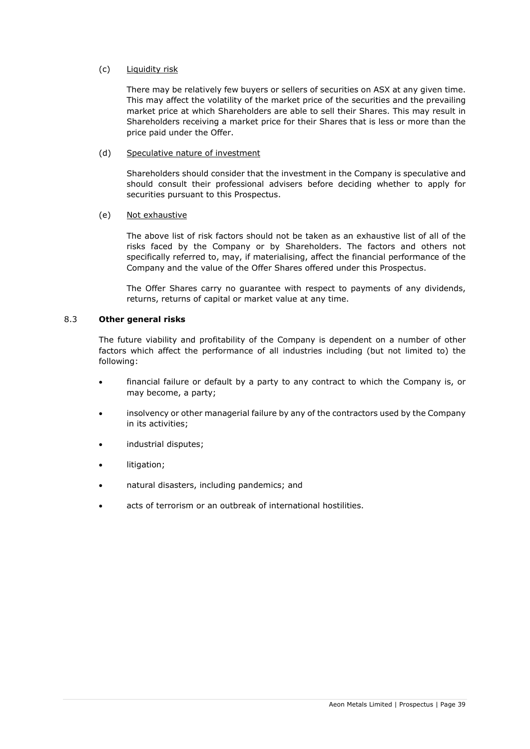(c) Liquidity risk

There may be relatively few buyers or sellers of securities on ASX at any given time. This may affect the volatility of the market price of the securities and the prevailing market price at which Shareholders are able to sell their Shares. This may result in Shareholders receiving a market price for their Shares that is less or more than the price paid under the Offer.

(d) Speculative nature of investment

Shareholders should consider that the investment in the Company is speculative and should consult their professional advisers before deciding whether to apply for securities pursuant to this Prospectus.

(e) Not exhaustive

The above list of risk factors should not be taken as an exhaustive list of all of the risks faced by the Company or by Shareholders. The factors and others not specifically referred to, may, if materialising, affect the financial performance of the Company and the value of the Offer Shares offered under this Prospectus.

The Offer Shares carry no guarantee with respect to payments of any dividends, returns, returns of capital or market value at any time.

## 8.3 Other general risks

The future viability and profitability of the Company is dependent on a number of other factors which affect the performance of all industries including (but not limited to) the following:

- financial failure or default by a party to any contract to which the Company is, or may become, a party;
- insolvency or other managerial failure by any of the contractors used by the Company in its activities;
- industrial disputes;
- litigation;
- natural disasters, including pandemics; and
- acts of terrorism or an outbreak of international hostilities.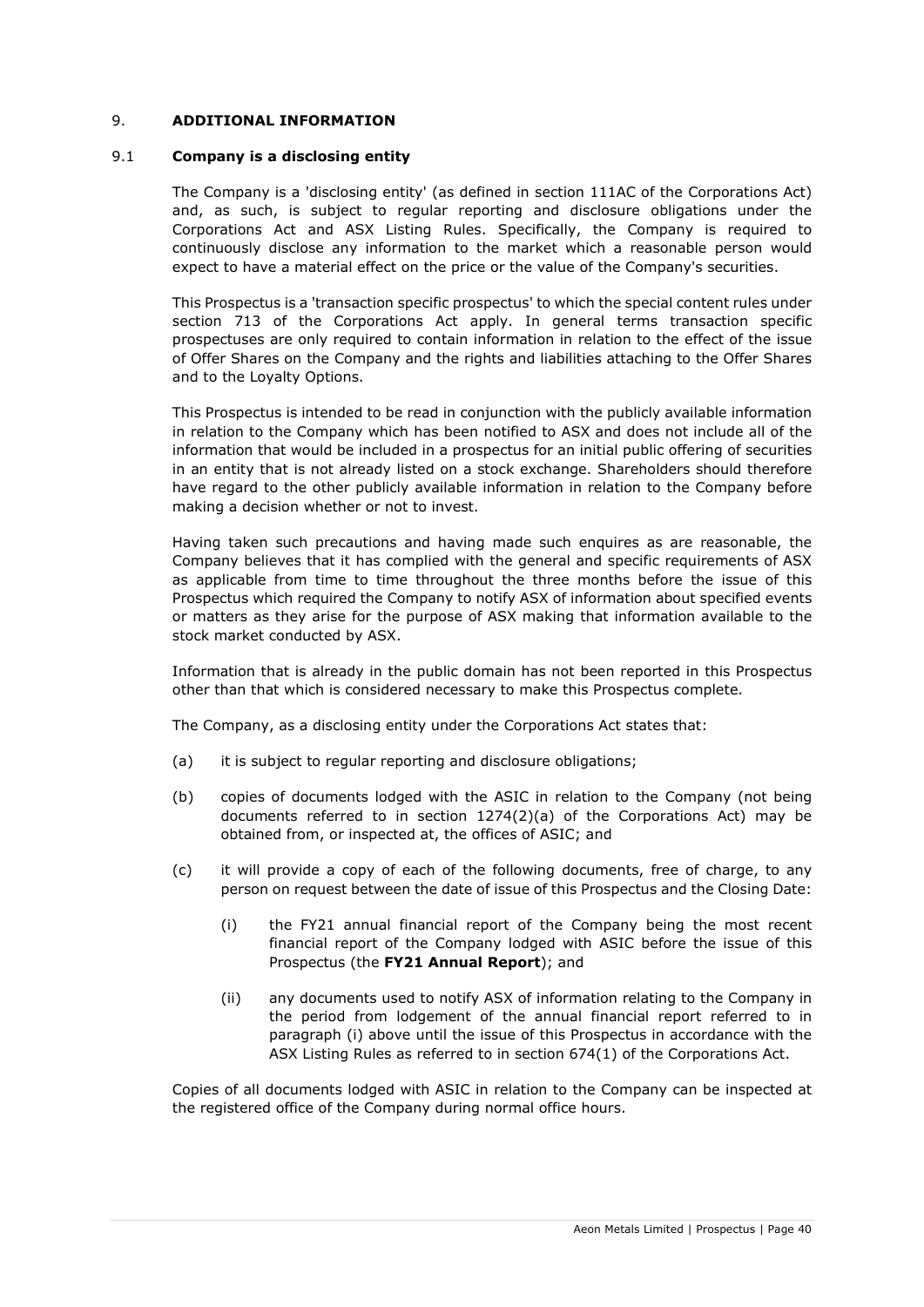# 9. ADDITIONAL INFORMATION

## 9.1 Company is a disclosing entity

The Company is a 'disclosing entity' (as defined in section 111AC of the Corporations Act) and, as such, is subject to regular reporting and disclosure obligations under the Corporations Act and ASX Listing Rules. Specifically, the Company is required to continuously disclose any information to the market which a reasonable person would expect to have a material effect on the price or the value of the Company's securities.

This Prospectus is a 'transaction specific prospectus' to which the special content rules under section 713 of the Corporations Act apply. In general terms transaction specific prospectuses are only required to contain information in relation to the effect of the issue of Offer Shares on the Company and the rights and liabilities attaching to the Offer Shares and to the Loyalty Options.

This Prospectus is intended to be read in conjunction with the publicly available information in relation to the Company which has been notified to ASX and does not include all of the information that would be included in a prospectus for an initial public offering of securities in an entity that is not already listed on a stock exchange. Shareholders should therefore have regard to the other publicly available information in relation to the Company before making a decision whether or not to invest.

Having taken such precautions and having made such enquires as are reasonable, the Company believes that it has complied with the general and specific requirements of ASX as applicable from time to time throughout the three months before the issue of this Prospectus which required the Company to notify ASX of information about specified events or matters as they arise for the purpose of ASX making that information available to the stock market conducted by ASX.

Information that is already in the public domain has not been reported in this Prospectus other than that which is considered necessary to make this Prospectus complete.

The Company, as a disclosing entity under the Corporations Act states that:

(a) it is subject to regular reporting and disclosure obligations;

(b) copies of documents lodged with the ASIC in relation to the Company (not being documents referred to in section 1274(2)(a) of the Corporations Act) may be obtained from, or inspected at, the offices of ASIC; and

(c) it will provide a copy of each of the following documents, free of charge, to any person on request between the date of issue of this Prospectus and the Closing Date:

   (i) the FY21 annual financial report of the Company being the most recent financial report of the Company lodged with ASIC before the issue of this Prospectus (the **FY21 Annual Report**); and

   (ii) any documents used to notify ASX of information relating to the Company in the period from lodgement of the annual financial report referred to in paragraph (i) above until the issue of this Prospectus in accordance with the ASX Listing Rules as referred to in section 674(1) of the Corporations Act.

Copies of all documents lodged with ASIC in relation to the Company can be inspected at the registered office of the Company during normal office hours.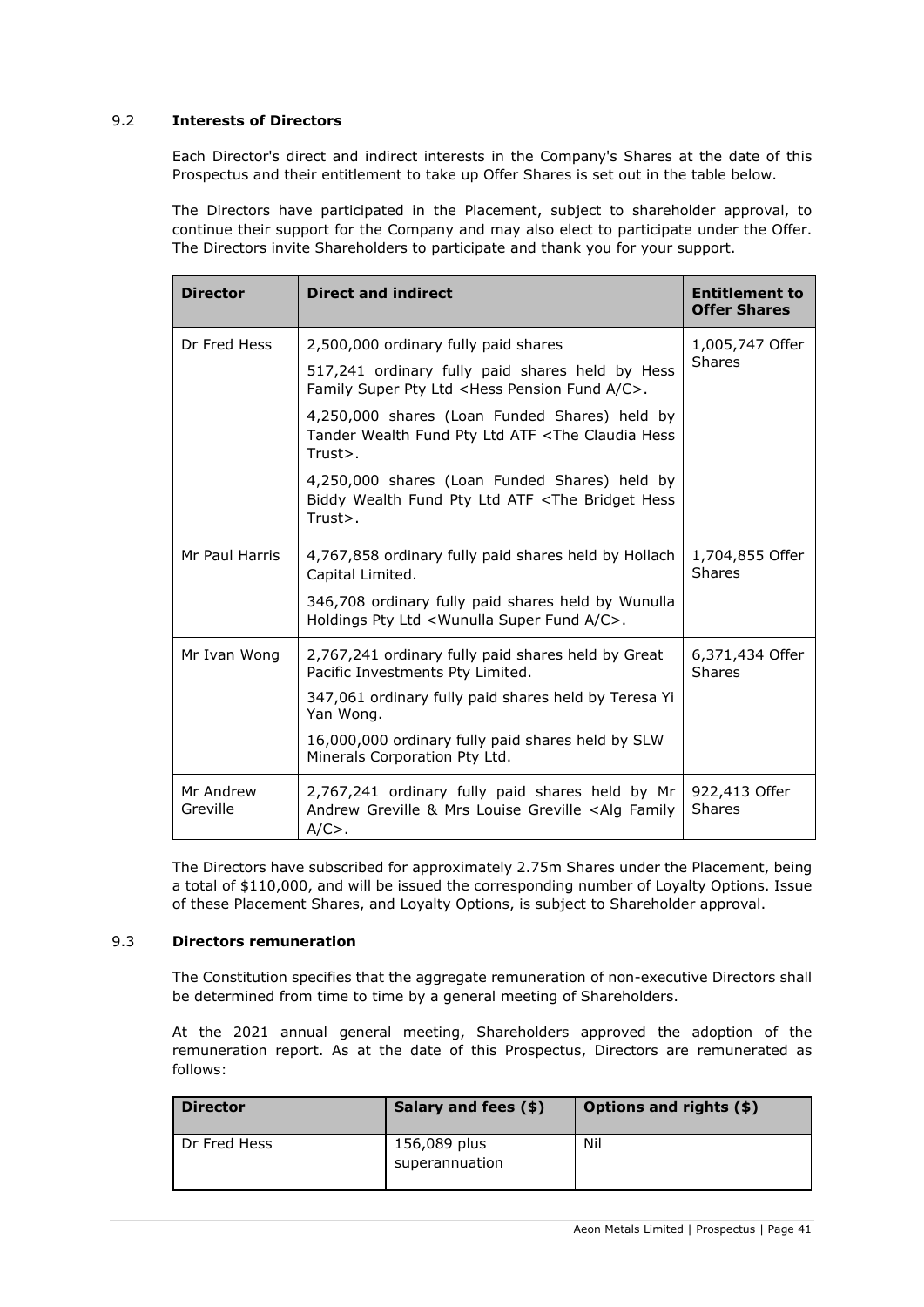## 9.2 **Interests of Directors**

Each Director's direct and indirect interests in the Company's Shares at the date of this Prospectus and their entitlement to take up Offer Shares is set out in the table below.

The Directors have participated in the Placement, subject to shareholder approval, to continue their support for the Company and may also elect to participate under the Offer. The Directors invite Shareholders to participate and thank you for your support.

| **Director** | **Direct and indirect** | **Entitlement to Offer Shares** |
|---|---|---|
| Dr Fred Hess | 2,500,000 ordinary fully paid shares<br><br>517,241 ordinary fully paid shares held by Hess Family Super Pty Ltd <Hess Pension Fund A/C>.<br><br>4,250,000 shares (Loan Funded Shares) held by Tander Wealth Fund Pty Ltd ATF <The Claudia Hess Trust>.<br><br>4,250,000 shares (Loan Funded Shares) held by Biddy Wealth Fund Pty Ltd ATF <The Bridget Hess Trust>. | 1,005,747 Offer Shares |
| Mr Paul Harris | 4,767,858 ordinary fully paid shares held by Hollach Capital Limited.<br><br>346,708 ordinary fully paid shares held by Wunulla Holdings Pty Ltd <Wunulla Super Fund A/C>. | 1,704,855 Offer Shares |
| Mr Ivan Wong | 2,767,241 ordinary fully paid shares held by Great Pacific Investments Pty Limited.<br><br>347,061 ordinary fully paid shares held by Teresa Yi Yan Wong.<br><br>16,000,000 ordinary fully paid shares held by SLW Minerals Corporation Pty Ltd. | 6,371,434 Offer Shares |
| Mr Andrew Greville | 2,767,241 ordinary fully paid shares held by Mr Andrew Greville & Mrs Louise Greville <Alg Family A/C>. | 922,413 Offer Shares |

The Directors have subscribed for approximately 2.75m Shares under the Placement, being a total of $110,000, and will be issued the corresponding number of Loyalty Options. Issue of these Placement Shares, and Loyalty Options, is subject to Shareholder approval.

## 9.3 **Directors remuneration**

The Constitution specifies that the aggregate remuneration of non-executive Directors shall be determined from time to time by a general meeting of Shareholders.

At the 2021 annual general meeting, Shareholders approved the adoption of the remuneration report. As at the date of this Prospectus, Directors are remunerated as follows:

| **Director** | **Salary and fees ($)** | **Options and rights ($)** |
|---|---|---|
| Dr Fred Hess | 156,089 plus superannuation | Nil |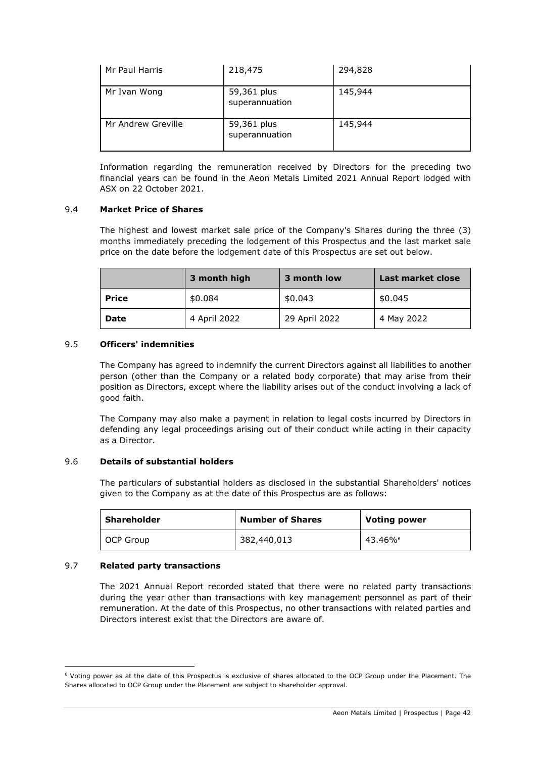| Mr Paul Harris | 218,475 | 294,828 |
|---|---|---|
| Mr Ivan Wong | 59,361 plus superannuation | 145,944 |
| Mr Andrew Greville | 59,361 plus superannuation | 145,944 |

Information regarding the remuneration received by Directors for the preceding two financial years can be found in the Aeon Metals Limited 2021 Annual Report lodged with ASX on 22 October 2021.

## 9.4 Market Price of Shares

The highest and lowest market sale price of the Company's Shares during the three (3) months immediately preceding the lodgement of this Prospectus and the last market sale price on the date before the lodgement date of this Prospectus are set out below.

| | 3 month high | 3 month low | Last market close |
|---|---|---|---|
| **Price** | $0.084 | $0.043 | $0.045 |
| **Date** | 4 April 2022 | 29 April 2022 | 4 May 2022 |

## 9.5 Officers' indemnities

The Company has agreed to indemnify the current Directors against all liabilities to another person (other than the Company or a related body corporate) that may arise from their position as Directors, except where the liability arises out of the conduct involving a lack of good faith.

The Company may also make a payment in relation to legal costs incurred by Directors in defending any legal proceedings arising out of their conduct while acting in their capacity as a Director.

## 9.6 Details of substantial holders

The particulars of substantial holders as disclosed in the substantial Shareholders' notices given to the Company as at the date of this Prospectus are as follows:

| Shareholder | Number of Shares | Voting power |
|---|---|---|
| OCP Group | 382,440,013 | 43.46%[6] |

## 9.7 Related party transactions

The 2021 Annual Report recorded stated that there were no related party transactions during the year other than transactions with key management personnel as part of their remuneration. At the date of this Prospectus, no other transactions with related parties and Directors interest exist that the Directors are aware of.

[6] Voting power as at the date of this Prospectus is exclusive of shares allocated to the OCP Group under the Placement. The Shares allocated to OCP Group under the Placement are subject to shareholder approval.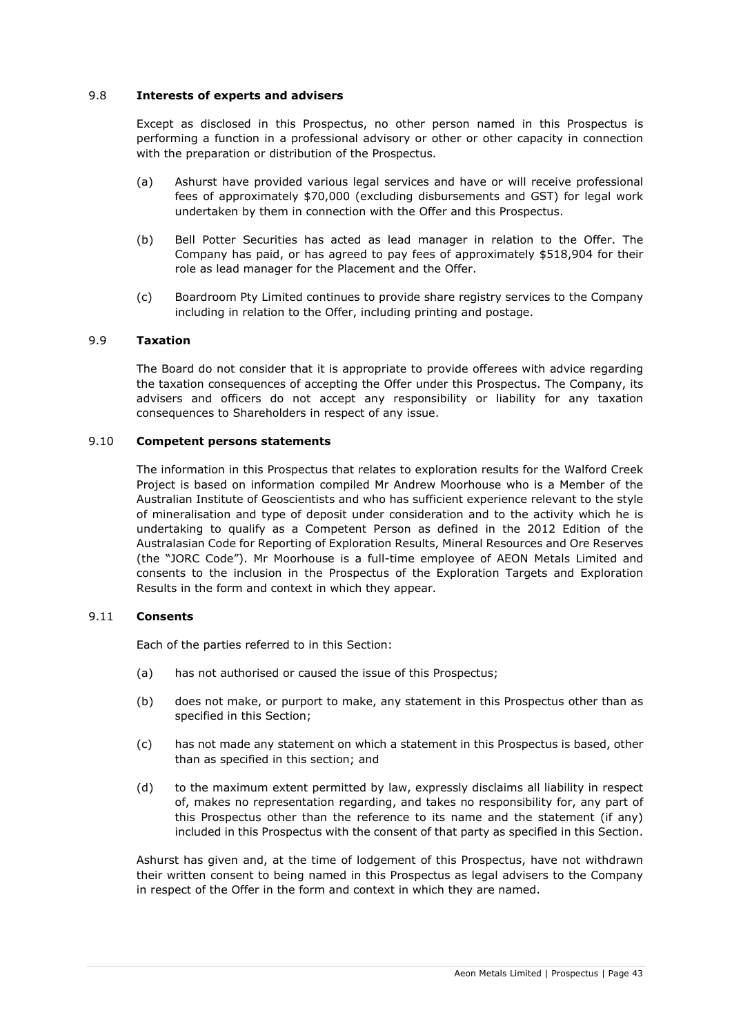## 9.8 Interests of experts and advisers

Except as disclosed in this Prospectus, no other person named in this Prospectus is performing a function in a professional advisory or other or other capacity in connection with the preparation or distribution of the Prospectus.

(a) Ashurst have provided various legal services and have or will receive professional fees of approximately $70,000 (excluding disbursements and GST) for legal work undertaken by them in connection with the Offer and this Prospectus.

(b) Bell Potter Securities has acted as lead manager in relation to the Offer. The Company has paid, or has agreed to pay fees of approximately $518,904 for their role as lead manager for the Placement and the Offer.

(c) Boardroom Pty Limited continues to provide share registry services to the Company including in relation to the Offer, including printing and postage.

## 9.9 Taxation

The Board do not consider that it is appropriate to provide offerees with advice regarding the taxation consequences of accepting the Offer under this Prospectus. The Company, its advisers and officers do not accept any responsibility or liability for any taxation consequences to Shareholders in respect of any issue.

## 9.10 Competent persons statements

The information in this Prospectus that relates to exploration results for the Walford Creek Project is based on information compiled Mr Andrew Moorhouse who is a Member of the Australian Institute of Geoscientists and who has sufficient experience relevant to the style of mineralisation and type of deposit under consideration and to the activity which he is undertaking to qualify as a Competent Person as defined in the 2012 Edition of the Australasian Code for Reporting of Exploration Results, Mineral Resources and Ore Reserves (the "JORC Code"). Mr Moorhouse is a full-time employee of AEON Metals Limited and consents to the inclusion in the Prospectus of the Exploration Targets and Exploration Results in the form and context in which they appear.

## 9.11 Consents

Each of the parties referred to in this Section:

(a) has not authorised or caused the issue of this Prospectus;

(b) does not make, or purport to make, any statement in this Prospectus other than as specified in this Section;

(c) has not made any statement on which a statement in this Prospectus is based, other than as specified in this section; and

(d) to the maximum extent permitted by law, expressly disclaims all liability in respect of, makes no representation regarding, and takes no responsibility for, any part of this Prospectus other than the reference to its name and the statement (if any) included in this Prospectus with the consent of that party as specified in this Section.

Ashurst has given and, at the time of lodgement of this Prospectus, have not withdrawn their written consent to being named in this Prospectus as legal advisers to the Company in respect of the Offer in the form and context in which they are named.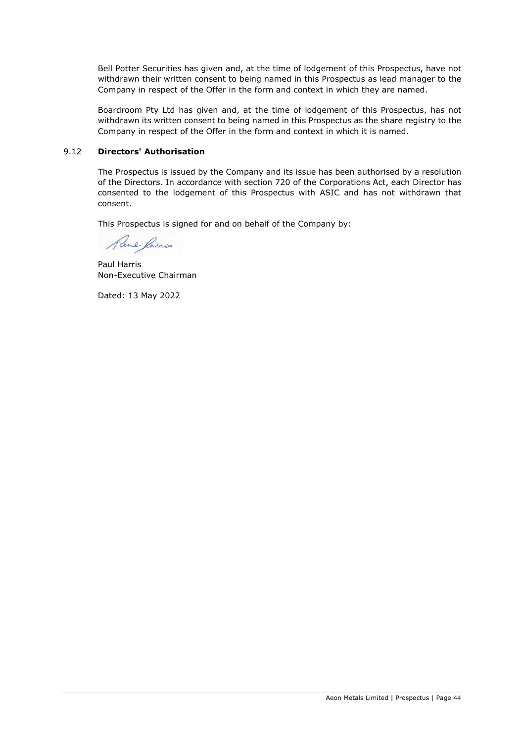Bell Potter Securities has given and, at the time of lodgement of this Prospectus, have not withdrawn their written consent to being named in this Prospectus as lead manager to the Company in respect of the Offer in the form and context in which they are named.

Boardroom Pty Ltd has given and, at the time of lodgement of this Prospectus, has not withdrawn its written consent to being named in this Prospectus as the share registry to the Company in respect of the Offer in the form and context in which it is named.

## 9.12 **Directors' Authorisation**

The Prospectus is issued by the Company and its issue has been authorised by a resolution of the Directors. In accordance with section 720 of the Corporations Act, each Director has consented to the lodgement of this Prospectus with ASIC and has not withdrawn that consent.

This Prospectus is signed for and on behalf of the Company by:

Paul Harris
Non-Executive Chairman

Dated: 13 May 2022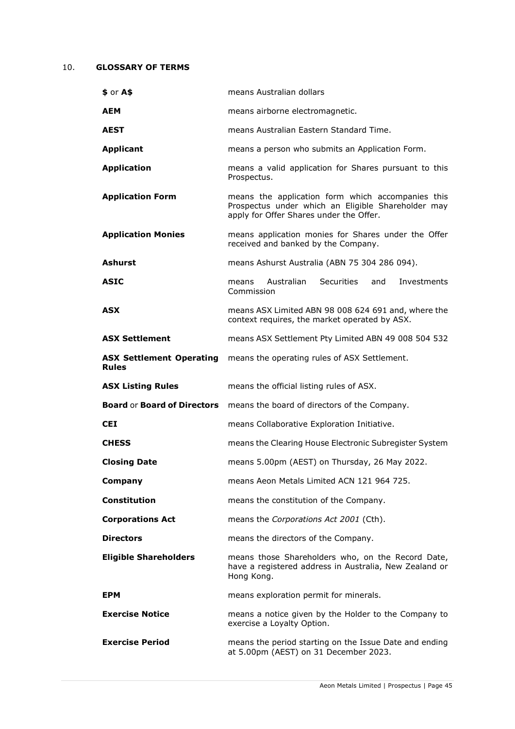## 10. GLOSSARY OF TERMS

| | |
|---|---|
| **$** or **A$** | means Australian dollars |
| **AEM** | means airborne electromagnetic. |
| **AEST** | means Australian Eastern Standard Time. |
| **Applicant** | means a person who submits an Application Form. |
| **Application** | means a valid application for Shares pursuant to this Prospectus. |
| **Application Form** | means the application form which accompanies this Prospectus under which an Eligible Shareholder may apply for Offer Shares under the Offer. |
| **Application Monies** | means application monies for Shares under the Offer received and banked by the Company. |
| **Ashurst** | means Ashurst Australia (ABN 75 304 286 094). |
| **ASIC** | means Australian Securities and Investments Commission |
| **ASX** | means ASX Limited ABN 98 008 624 691 and, where the context requires, the market operated by ASX. |
| **ASX Settlement** | means ASX Settlement Pty Limited ABN 49 008 504 532 |
| **ASX Settlement Operating Rules** | means the operating rules of ASX Settlement. |
| **ASX Listing Rules** | means the official listing rules of ASX. |
| **Board** or **Board of Directors** | means the board of directors of the Company. |
| **CEI** | means Collaborative Exploration Initiative. |
| **CHESS** | means the Clearing House Electronic Subregister System |
| **Closing Date** | means 5.00pm (AEST) on Thursday, 26 May 2022. |
| **Company** | means Aeon Metals Limited ACN 121 964 725. |
| **Constitution** | means the constitution of the Company. |
| **Corporations Act** | means the *Corporations Act 2001* (Cth). |
| **Directors** | means the directors of the Company. |
| **Eligible Shareholders** | means those Shareholders who, on the Record Date, have a registered address in Australia, New Zealand or Hong Kong. |
| **EPM** | means exploration permit for minerals. |
| **Exercise Notice** | means a notice given by the Holder to the Company to exercise a Loyalty Option. |
| **Exercise Period** | means the period starting on the Issue Date and ending at 5.00pm (AEST) on 31 December 2023. |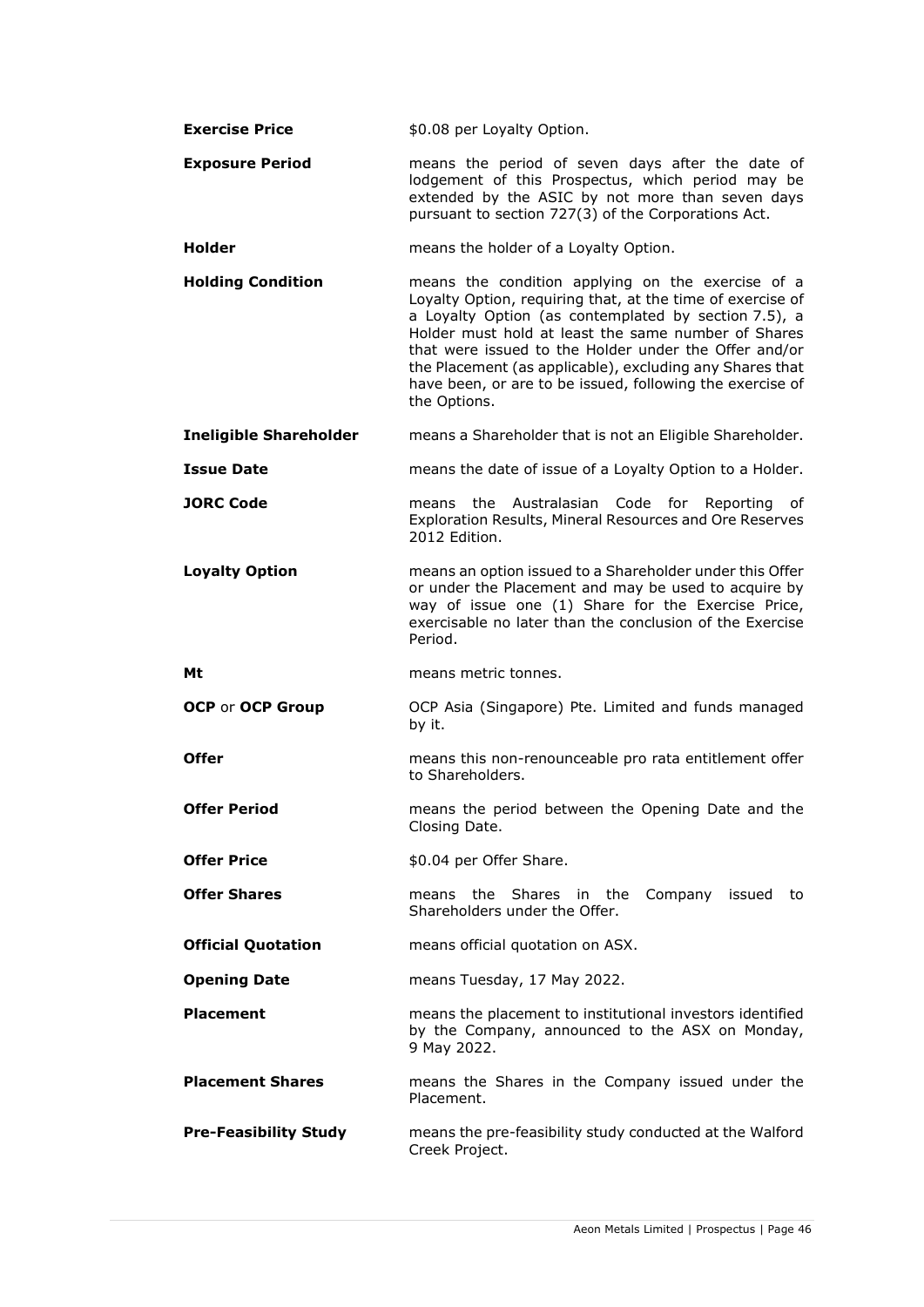| | |
|---|---|
| **Exercise Price** | $0.08 per Loyalty Option. |
| **Exposure Period** | means the period of seven days after the date of lodgement of this Prospectus, which period may be extended by the ASIC by not more than seven days pursuant to section 727(3) of the Corporations Act. |
| **Holder** | means the holder of a Loyalty Option. |
| **Holding Condition** | means the condition applying on the exercise of a Loyalty Option, requiring that, at the time of exercise of a Loyalty Option (as contemplated by section 7.5), a Holder must hold at least the same number of Shares that were issued to the Holder under the Offer and/or the Placement (as applicable), excluding any Shares that have been, or are to be issued, following the exercise of the Options. |
| **Ineligible Shareholder** | means a Shareholder that is not an Eligible Shareholder. |
| **Issue Date** | means the date of issue of a Loyalty Option to a Holder. |
| **JORC Code** | means the Australasian Code for Reporting of Exploration Results, Mineral Resources and Ore Reserves 2012 Edition. |
| **Loyalty Option** | means an option issued to a Shareholder under this Offer or under the Placement and may be used to acquire by way of issue one (1) Share for the Exercise Price, exercisable no later than the conclusion of the Exercise Period. |
| **Mt** | means metric tonnes. |
| **OCP** or **OCP Group** | OCP Asia (Singapore) Pte. Limited and funds managed by it. |
| **Offer** | means this non-renounceable pro rata entitlement offer to Shareholders. |
| **Offer Period** | means the period between the Opening Date and the Closing Date. |
| **Offer Price** | $0.04 per Offer Share. |
| **Offer Shares** | means the Shares in the Company issued to Shareholders under the Offer. |
| **Official Quotation** | means official quotation on ASX. |
| **Opening Date** | means Tuesday, 17 May 2022. |
| **Placement** | means the placement to institutional investors identified by the Company, announced to the ASX on Monday, 9 May 2022. |
| **Placement Shares** | means the Shares in the Company issued under the Placement. |
| **Pre-Feasibility Study** | means the pre-feasibility study conducted at the Walford Creek Project. |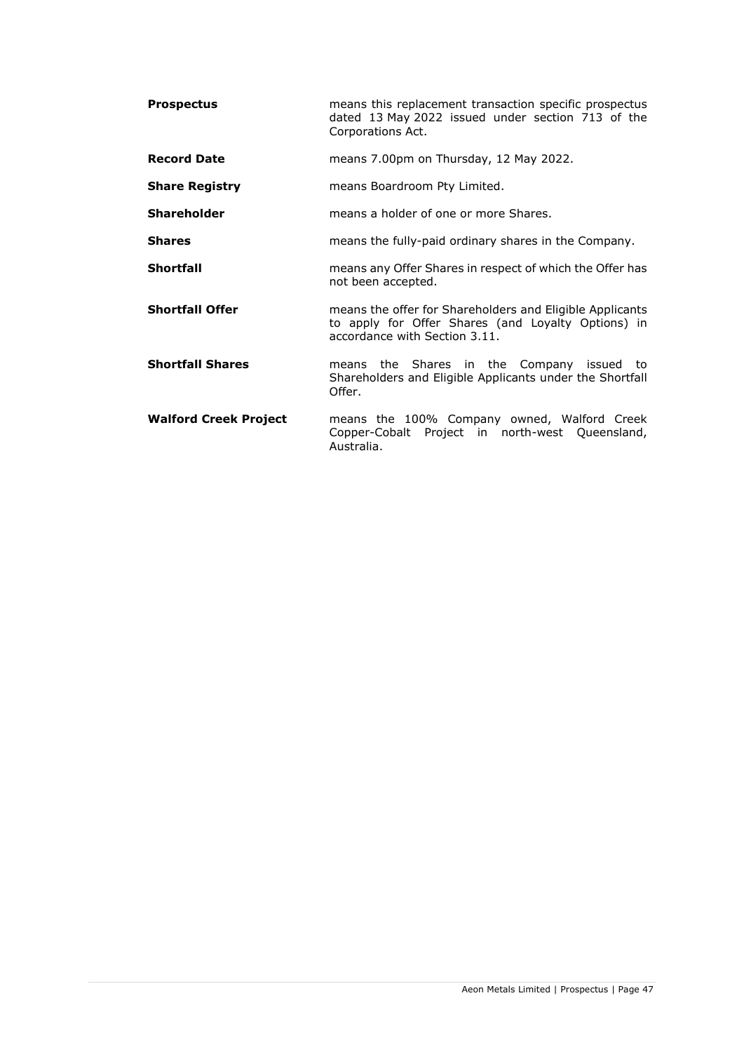| | |
|---|---|
| **Prospectus** | means this replacement transaction specific prospectus dated 13 May 2022 issued under section 713 of the Corporations Act. |
| **Record Date** | means 7.00pm on Thursday, 12 May 2022. |
| **Share Registry** | means Boardroom Pty Limited. |
| **Shareholder** | means a holder of one or more Shares. |
| **Shares** | means the fully-paid ordinary shares in the Company. |
| **Shortfall** | means any Offer Shares in respect of which the Offer has not been accepted. |
| **Shortfall Offer** | means the offer for Shareholders and Eligible Applicants to apply for Offer Shares (and Loyalty Options) in accordance with Section 3.11. |
| **Shortfall Shares** | means the Shares in the Company issued to Shareholders and Eligible Applicants under the Shortfall Offer. |
| **Walford Creek Project** | means the 100% Company owned, Walford Creek Copper-Cobalt Project in north-west Queensland, Australia. |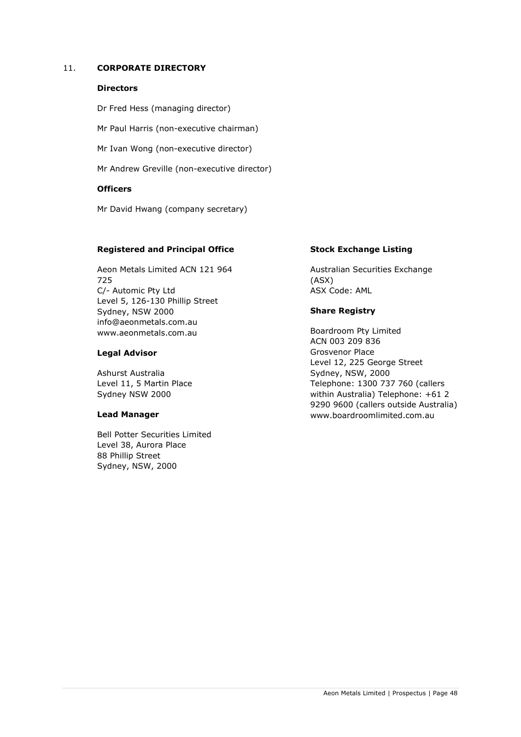## 11. CORPORATE DIRECTORY

### Directors

Dr Fred Hess (managing director)

Mr Paul Harris (non-executive chairman)

Mr Ivan Wong (non-executive director)

Mr Andrew Greville (non-executive director)

### Officers

Mr David Hwang (company secretary)

### Registered and Principal Office

Aeon Metals Limited ACN 121 964 725
C/- Automic Pty Ltd
Level 5, 126-130 Phillip Street
Sydney, NSW 2000
info@aeonmetals.com.au
www.aeonmetals.com.au

### Legal Advisor

Ashurst Australia
Level 11, 5 Martin Place
Sydney NSW 2000

### Lead Manager

Bell Potter Securities Limited
Level 38, Aurora Place
88 Phillip Street
Sydney, NSW, 2000

### Stock Exchange Listing

Australian Securities Exchange (ASX)
ASX Code: AML

### Share Registry

Boardroom Pty Limited
ACN 003 209 836
Grosvenor Place
Level 12, 225 George Street
Sydney, NSW, 2000
Telephone: 1300 737 760 (callers within Australia) Telephone: +61 2 9290 9600 (callers outside Australia)
www.boardroomlimited.com.au